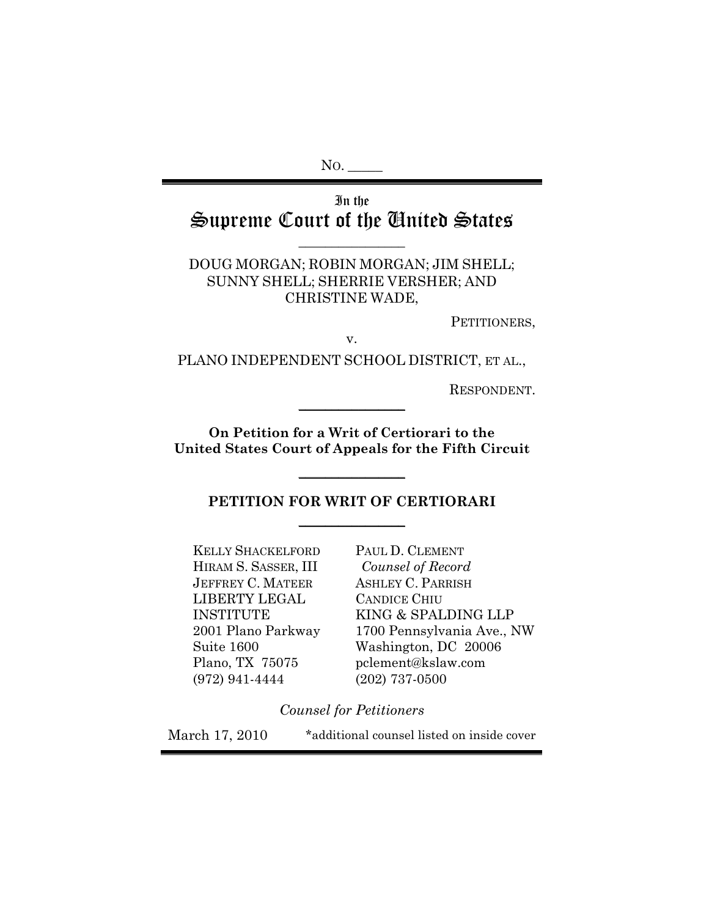No. _____

# In the
# Supreme Court of the United States

DOUG MORGAN; ROBIN MORGAN; JIM SHELL; SUNNY SHELL; SHERRIE VERSHER; AND CHRISTINE WADE,

PETITIONERS,

v.

PLANO INDEPENDENT SCHOOL DISTRICT, ET AL.,

RESPONDENT.

**On Petition for a Writ of Certiorari to the United States Court of Appeals for the Fifth Circuit**

## PETITION FOR WRIT OF CERTIORARI

KELLY SHACKELFORD
HIRAM S. SASSER, III
JEFFREY C. MATEER
LIBERTY LEGAL INSTITUTE
2001 Plano Parkway
Suite 1600
Plano, TX 75075
(972) 941-4444

PAUL D. CLEMENT
*Counsel of Record*
ASHLEY C. PARRISH
CANDICE CHIU
KING & SPALDING LLP
1700 Pennsylvania Ave., NW
Washington, DC 20006
pclement@kslaw.com
(202) 737-0500

*Counsel for Petitioners*

March 17, 2010

*additional counsel listed on inside cover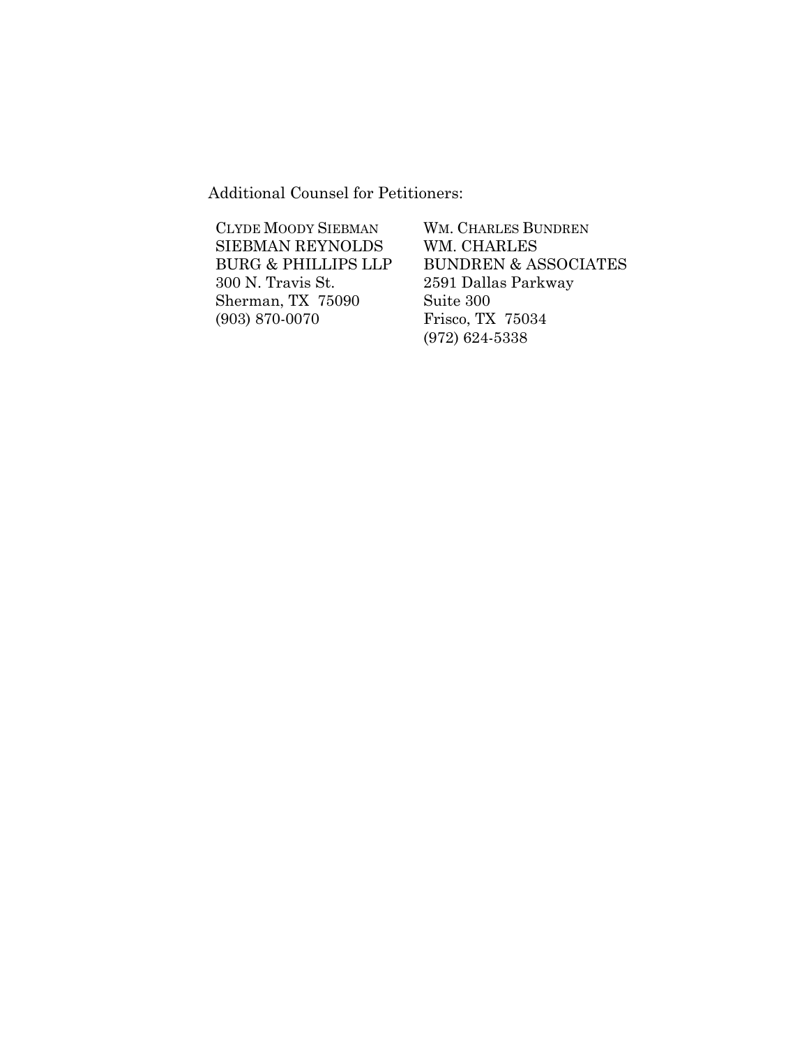Additional Counsel for Petitioners:

CLYDE MOODY SIEBMAN
SIEBMAN REYNOLDS
BURG & PHILLIPS LLP
300 N. Travis St.
Sherman, TX 75090
(903) 870-0070

WM. CHARLES BUNDREN
WM. CHARLES
BUNDREN & ASSOCIATES
2591 Dallas Parkway
Suite 300
Frisco, TX 75034
(972) 624-5338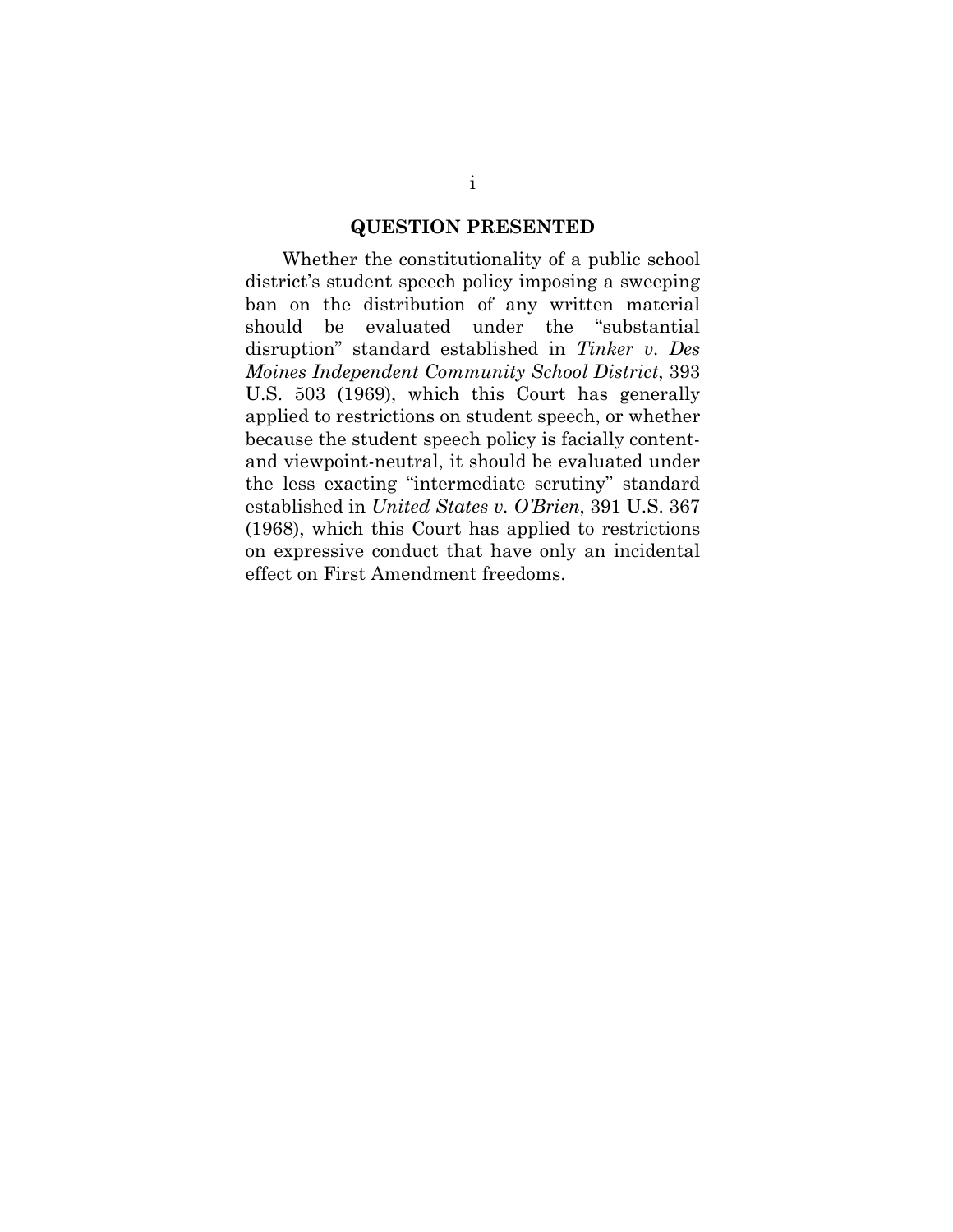## QUESTION PRESENTED

Whether the constitutionality of a public school district's student speech policy imposing a sweeping ban on the distribution of any written material should be evaluated under the "substantial disruption" standard established in *Tinker v. Des Moines Independent Community School District*, 393 U.S. 503 (1969), which this Court has generally applied to restrictions on student speech, or whether because the student speech policy is facially content- and viewpoint-neutral, it should be evaluated under the less exacting "intermediate scrutiny" standard established in *United States v. O'Brien*, 391 U.S. 367 (1968), which this Court has applied to restrictions on expressive conduct that have only an incidental effect on First Amendment freedoms.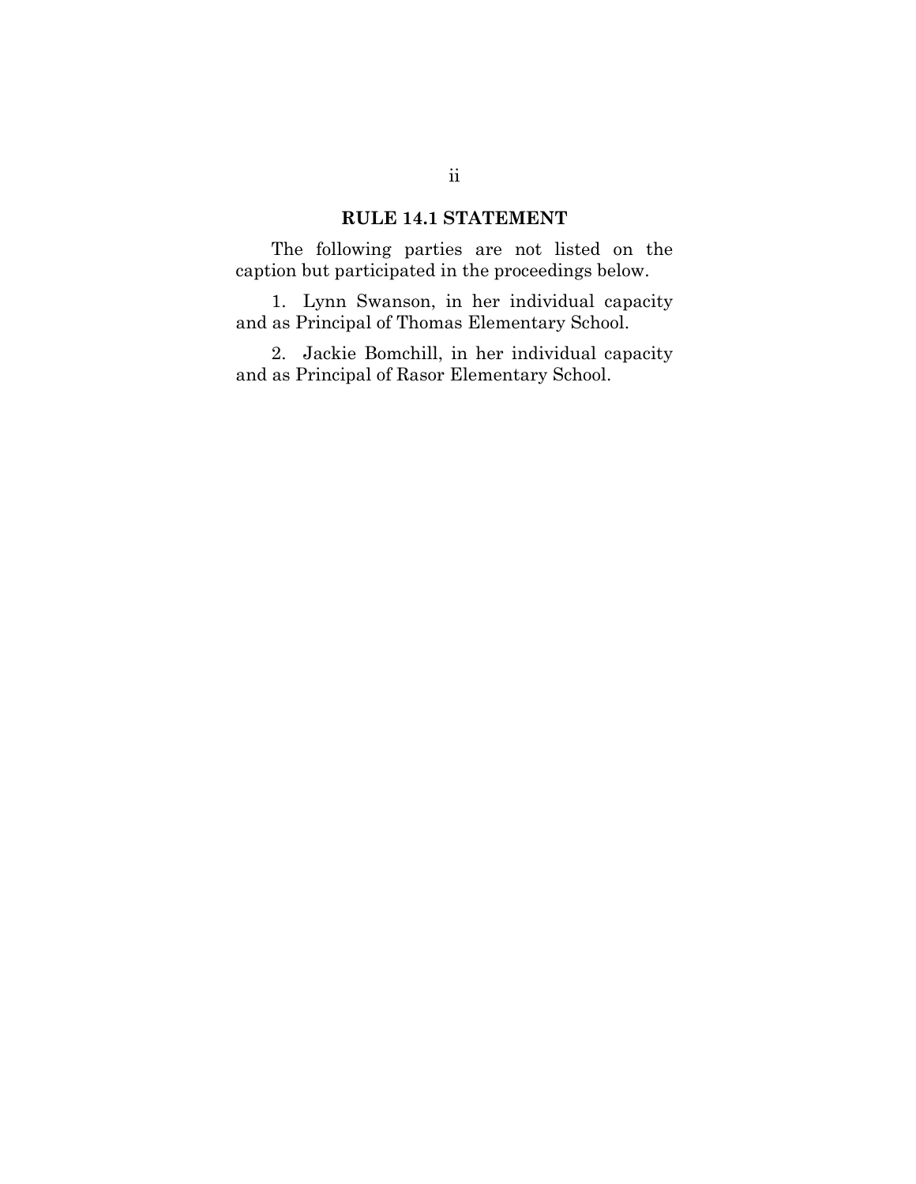## RULE 14.1 STATEMENT

The following parties are not listed on the caption but participated in the proceedings below.

1. Lynn Swanson, in her individual capacity and as Principal of Thomas Elementary School.

2. Jackie Bomchill, in her individual capacity and as Principal of Rasor Elementary School.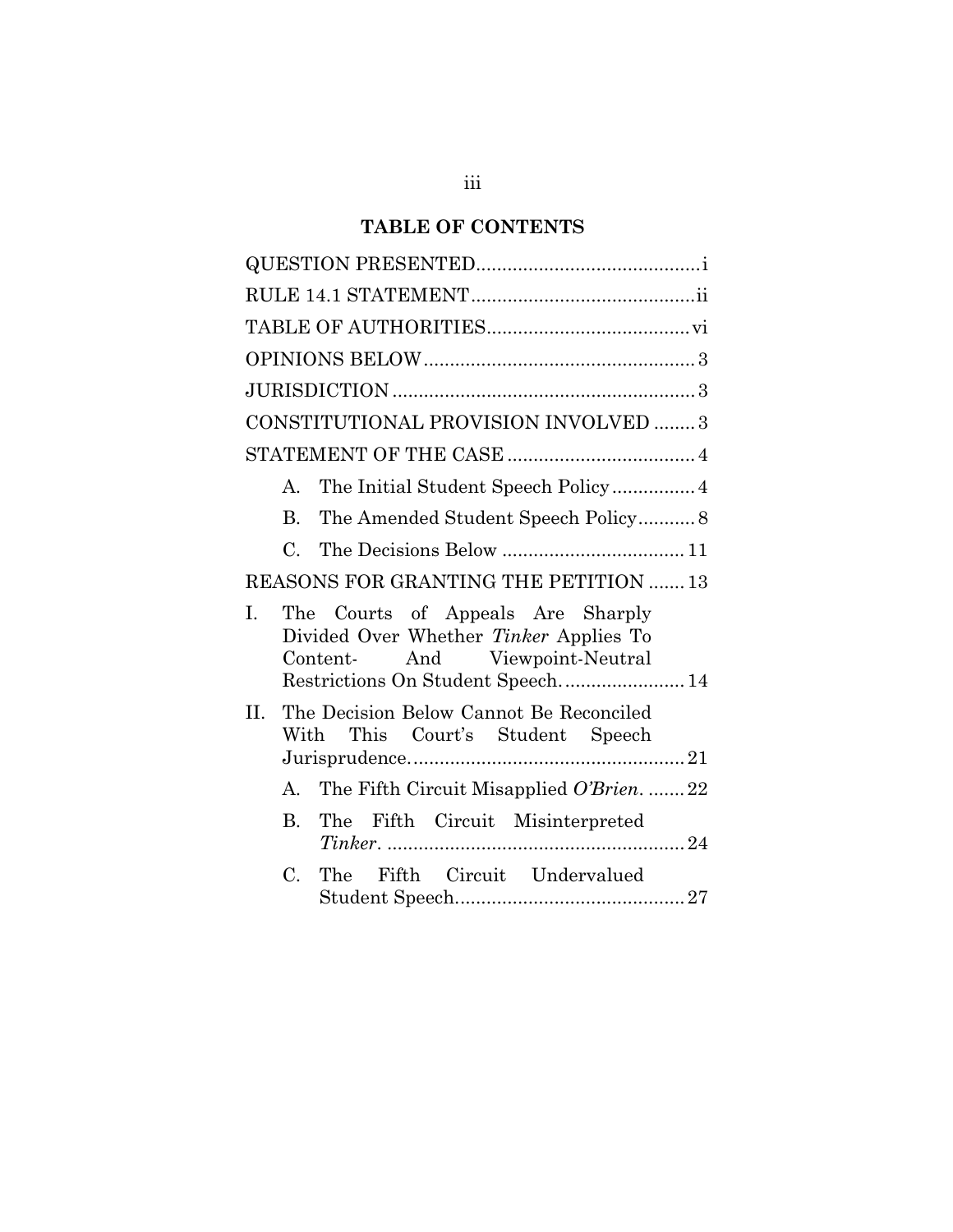## TABLE OF CONTENTS

QUESTION PRESENTED .......................................... i

RULE 14.1 STATEMENT .......................................... ii

TABLE OF AUTHORITIES ...................................... vi

OPINIONS BELOW ................................................... 3

JURISDICTION ........................................................ 3

CONSTITUTIONAL PROVISION INVOLVED ........ 3

STATEMENT OF THE CASE ................................... 4

- A. The Initial Student Speech Policy ................ 4
- B. The Amended Student Speech Policy ........... 8
- C. The Decisions Below ................................... 11

REASONS FOR GRANTING THE PETITION ....... 13

I. The Courts of Appeals Are Sharply Divided Over Whether *Tinker* Applies To Content- And Viewpoint-Neutral Restrictions On Student Speech. ....................... 14

II. The Decision Below Cannot Be Reconciled With This Court's Student Speech Jurisprudence. .................................................... 21

- A. The Fifth Circuit Misapplied *O'Brien*. ....... 22
- B. The Fifth Circuit Misinterpreted *Tinker*. ........................................................ 24
- C. The Fifth Circuit Undervalued Student Speech. .......................................... 27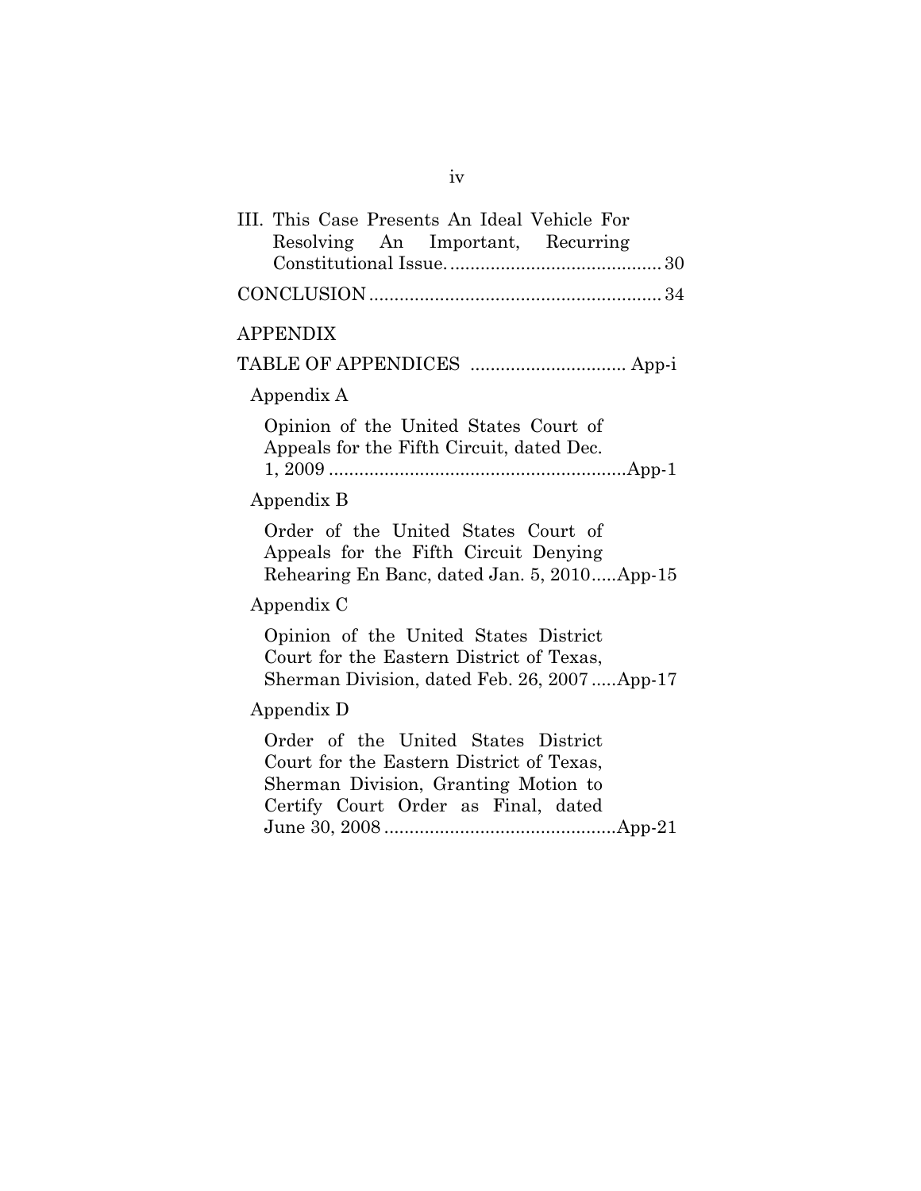III. This Case Presents An Ideal Vehicle For Resolving An Important, Recurring Constitutional Issue. .......................................... 30

CONCLUSION ......................................................... 34

APPENDIX

TABLE OF APPENDICES ............................... App-i

Appendix A

Opinion of the United States Court of Appeals for the Fifth Circuit, dated Dec. 1, 2009 ...........................................................App-1

Appendix B

Order of the United States Court of Appeals for the Fifth Circuit Denying Rehearing En Banc, dated Jan. 5, 2010.....App-15

Appendix C

Opinion of the United States District Court for the Eastern District of Texas, Sherman Division, dated Feb. 26, 2007 .....App-17

Appendix D

Order of the United States District Court for the Eastern District of Texas, Sherman Division, Granting Motion to Certify Court Order as Final, dated June 30, 2008 .............................................App-21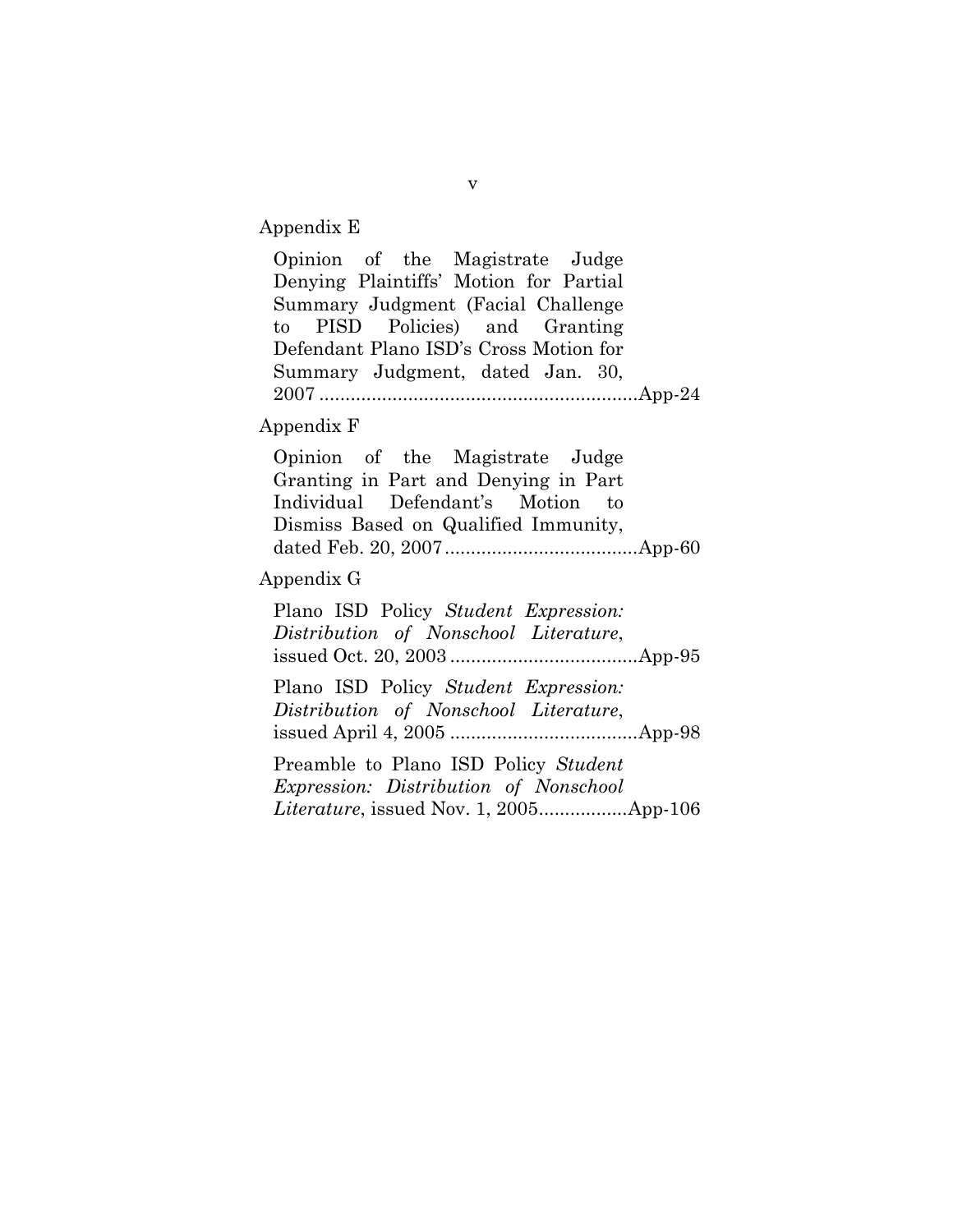Appendix E

Opinion of the Magistrate Judge Denying Plaintiffs' Motion for Partial Summary Judgment (Facial Challenge to PISD Policies) and Granting Defendant Plano ISD's Cross Motion for Summary Judgment, dated Jan. 30, 2007 ............................................................App-24

Appendix F

Opinion of the Magistrate Judge Granting in Part and Denying in Part Individual Defendant's Motion to Dismiss Based on Qualified Immunity, dated Feb. 20, 2007 ....................................App-60

Appendix G

Plano ISD Policy *Student Expression: Distribution of Nonschool Literature*, issued Oct. 20, 2003 ...................................App-95

Plano ISD Policy *Student Expression: Distribution of Nonschool Literature*, issued April 4, 2005 ...................................App-98

Preamble to Plano ISD Policy *Student Expression: Distribution of Nonschool Literature*, issued Nov. 1, 2005................App-106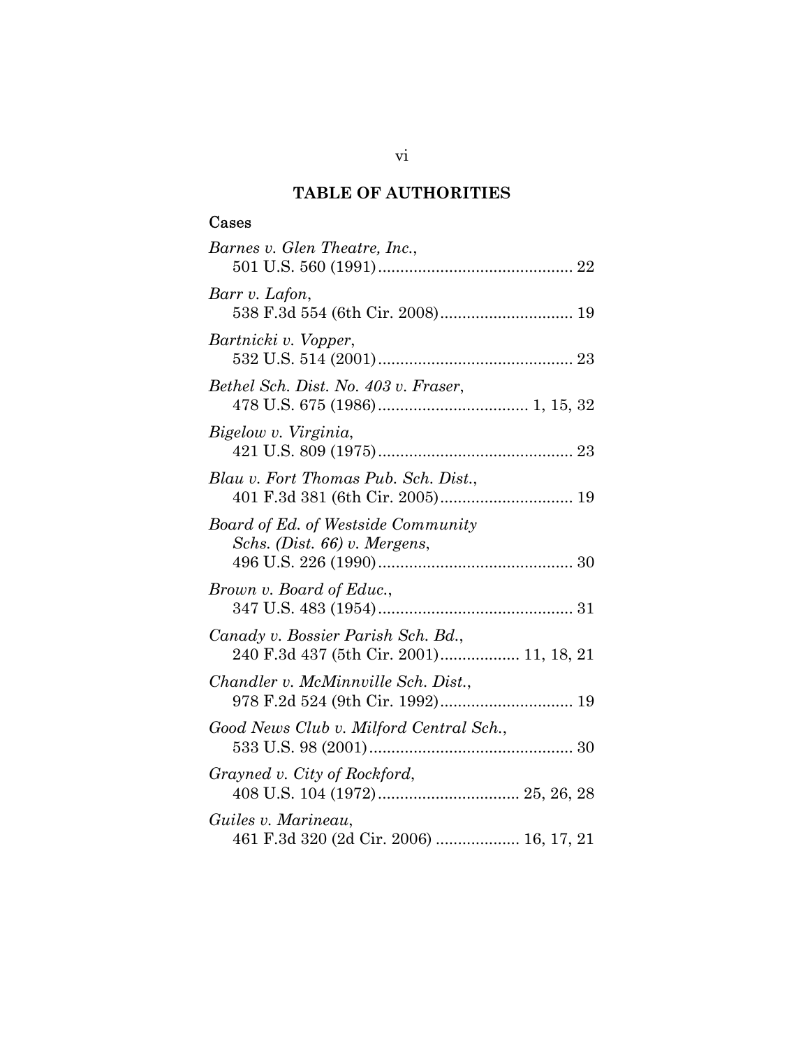## TABLE OF AUTHORITIES

### Cases

*Barnes v. Glen Theatre, Inc.*,
501 U.S. 560 (1991)........................................... 22

*Barr v. Lafon*,
538 F.3d 554 (6th Cir. 2008)............................. 19

*Bartnicki v. Vopper*,
532 U.S. 514 (2001)........................................... 23

*Bethel Sch. Dist. No. 403 v. Fraser*,
478 U.S. 675 (1986)................................. 1, 15, 32

*Bigelow v. Virginia*,
421 U.S. 809 (1975)........................................... 23

*Blau v. Fort Thomas Pub. Sch. Dist.*,
401 F.3d 381 (6th Cir. 2005)............................. 19

*Board of Ed. of Westside Community Schs. (Dist. 66) v. Mergens*,
496 U.S. 226 (1990)........................................... 30

*Brown v. Board of Educ.*,
347 U.S. 483 (1954)........................................... 31

*Canady v. Bossier Parish Sch. Bd.*,
240 F.3d 437 (5th Cir. 2001)................. 11, 18, 21

*Chandler v. McMinnville Sch. Dist.*,
978 F.2d 524 (9th Cir. 1992)............................. 19

*Good News Club v. Milford Central Sch.*,
533 U.S. 98 (2001)............................................. 30

*Grayned v. City of Rockford*,
408 U.S. 104 (1972)............................... 25, 26, 28

*Guiles v. Marineau*,
461 F.3d 320 (2d Cir. 2006) .................. 16, 17, 21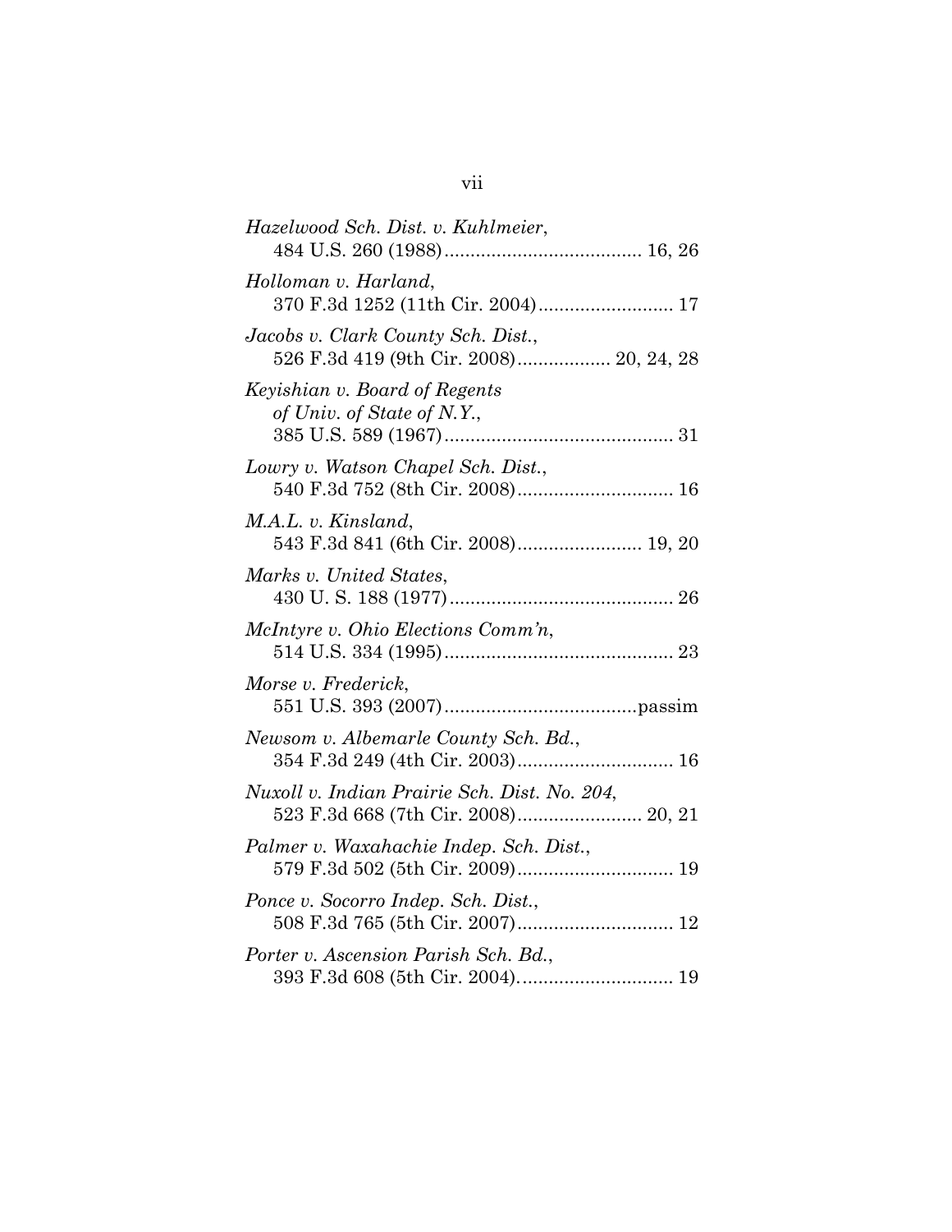*Hazelwood Sch. Dist. v. Kuhlmeier*,
484 U.S. 260 (1988)...................................... 16, 26

*Holloman v. Harland*,
370 F.3d 1252 (11th Cir. 2004).......................... 17

*Jacobs v. Clark County Sch. Dist.*,
526 F.3d 419 (9th Cir. 2008).................. 20, 24, 28

*Keyishian v. Board of Regents of Univ. of State of N.Y.*,
385 U.S. 589 (1967)............................................ 31

*Lowry v. Watson Chapel Sch. Dist.*,
540 F.3d 752 (8th Cir. 2008).............................. 16

*M.A.L. v. Kinsland*,
543 F.3d 841 (6th Cir. 2008)........................ 19, 20

*Marks v. United States*,
430 U. S. 188 (1977)........................................... 26

*McIntyre v. Ohio Elections Comm'n*,
514 U.S. 334 (1995)............................................ 23

*Morse v. Frederick*,
551 U.S. 393 (2007).....................................passim

*Newsom v. Albemarle County Sch. Bd.*,
354 F.3d 249 (4th Cir. 2003).............................. 16

*Nuxoll v. Indian Prairie Sch. Dist. No. 204*,
523 F.3d 668 (7th Cir. 2008)........................ 20, 21

*Palmer v. Waxahachie Indep. Sch. Dist.*,
579 F.3d 502 (5th Cir. 2009).............................. 19

*Ponce v. Socorro Indep. Sch. Dist.*,
508 F.3d 765 (5th Cir. 2007).............................. 12

*Porter v. Ascension Parish Sch. Bd.*,
393 F.3d 608 (5th Cir. 2004).............................. 19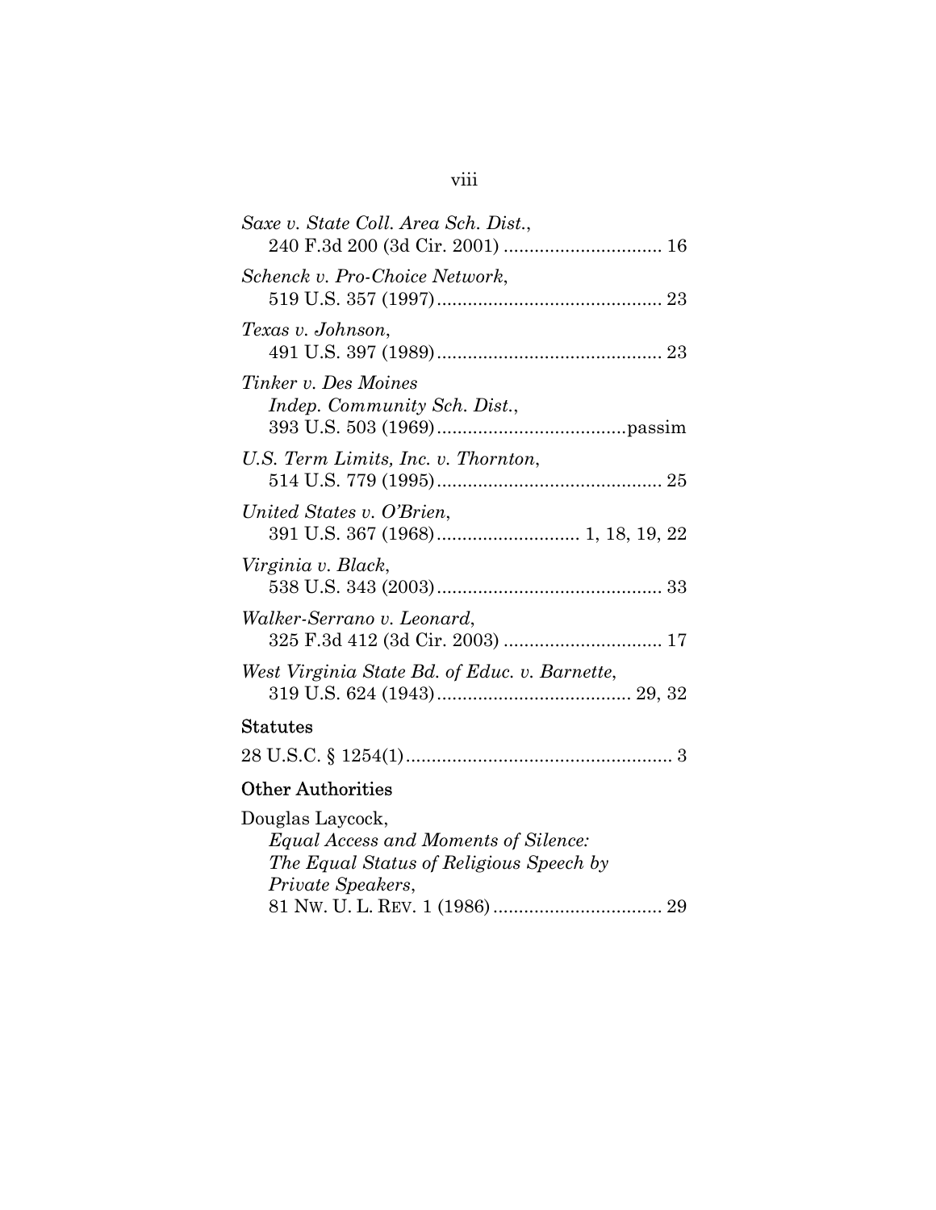*Saxe v. State Coll. Area Sch. Dist.*,
240 F.3d 200 (3d Cir. 2001) ............................... 16

*Schenck v. Pro-Choice Network*,
519 U.S. 357 (1997)............................................ 23

*Texas v. Johnson*,
491 U.S. 397 (1989)............................................ 23

*Tinker v. Des Moines Indep. Community Sch. Dist.*,
393 U.S. 503 (1969).....................................passim

*U.S. Term Limits, Inc. v. Thornton*,
514 U.S. 779 (1995)............................................ 25

*United States v. O'Brien*,
391 U.S. 367 (1968)............................ 1, 18, 19, 22

*Virginia v. Black*,
538 U.S. 343 (2003)............................................ 33

*Walker-Serrano v. Leonard*,
325 F.3d 412 (3d Cir. 2003) ............................... 17

*West Virginia State Bd. of Educ. v. Barnette*,
319 U.S. 624 (1943)...................................... 29, 32

## Statutes

28 U.S.C. § 1254(1).................................................... 3

## Other Authorities

Douglas Laycock,
*Equal Access and Moments of Silence: The Equal Status of Religious Speech by Private Speakers*,
81 NW. U. L. REV. 1 (1986) ................................. 29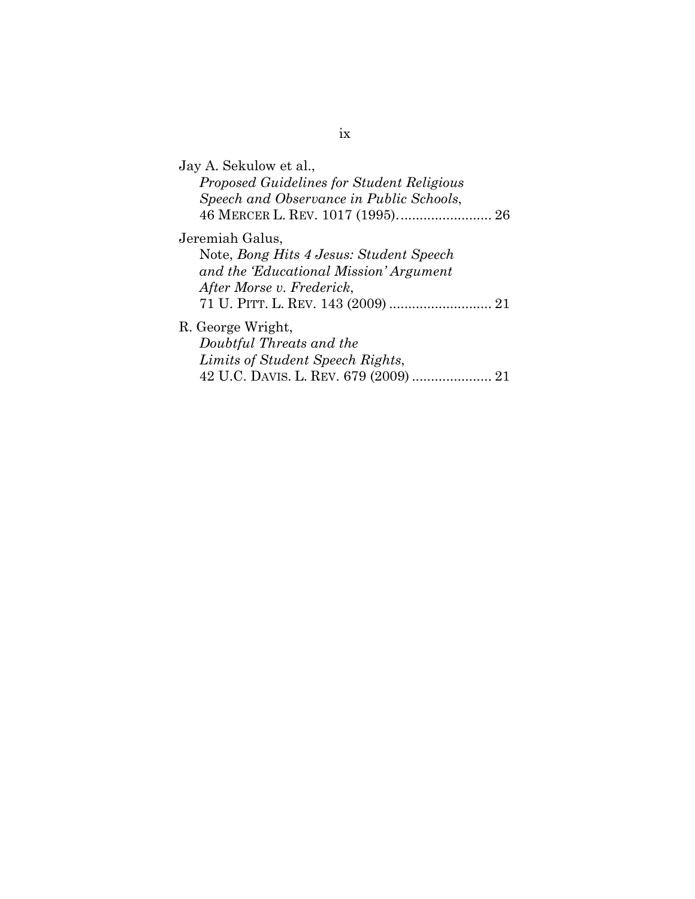Jay A. Sekulow et al.,
*Proposed Guidelines for Student Religious Speech and Observance in Public Schools*,
46 MERCER L. REV. 1017 (1995). ........................ 26

Jeremiah Galus,
Note, *Bong Hits 4 Jesus: Student Speech and the 'Educational Mission' Argument After Morse v. Frederick*,
71 U. PITT. L. REV. 143 (2009) .......................... 21

R. George Wright,
*Doubtful Threats and the Limits of Student Speech Rights*,
42 U.C. DAVIS. L. REV. 679 (2009) ..................... 21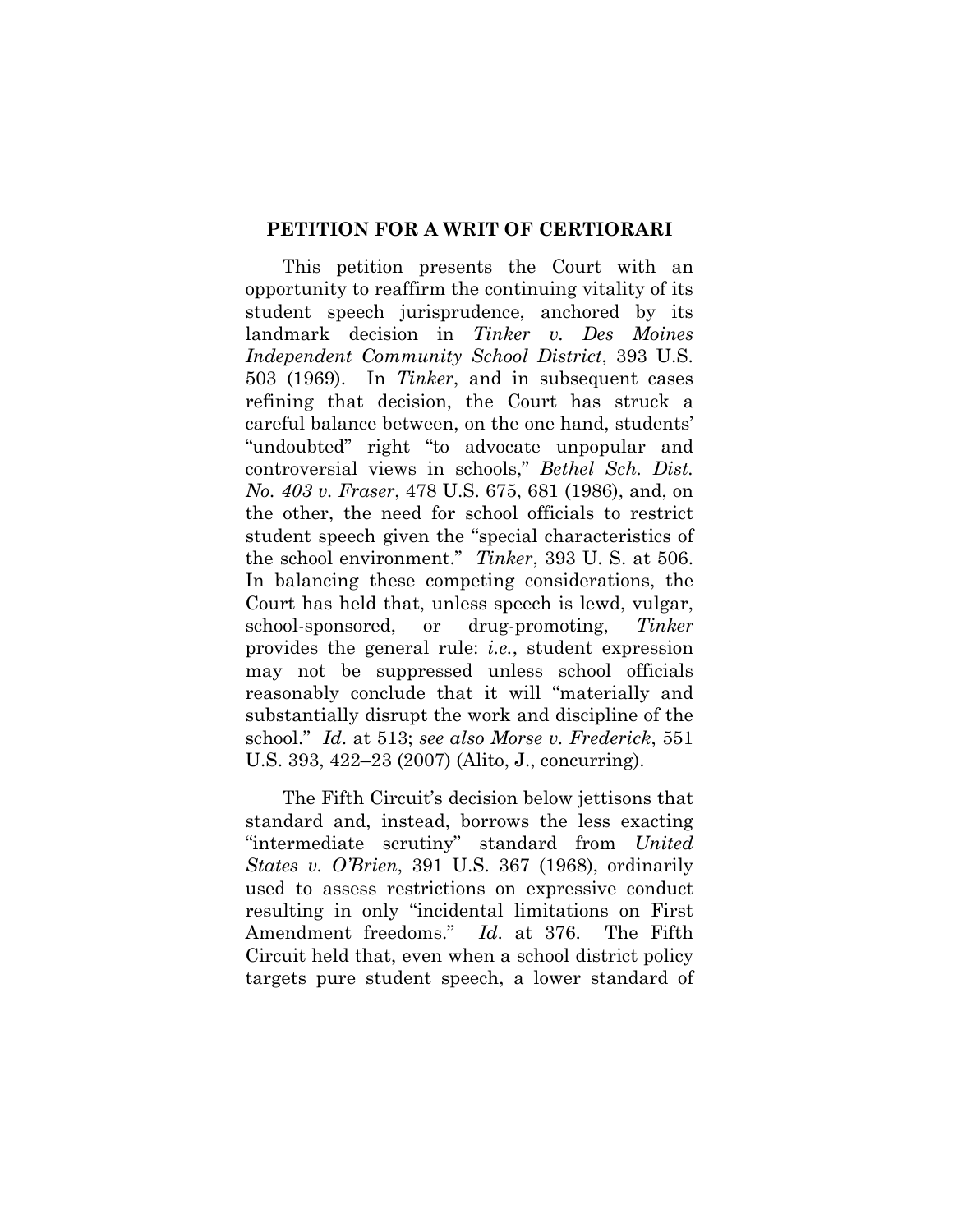## PETITION FOR A WRIT OF CERTIORARI

This petition presents the Court with an opportunity to reaffirm the continuing vitality of its student speech jurisprudence, anchored by its landmark decision in *Tinker v. Des Moines Independent Community School District*, 393 U.S. 503 (1969). In *Tinker*, and in subsequent cases refining that decision, the Court has struck a careful balance between, on the one hand, students' "undoubted" right "to advocate unpopular and controversial views in schools," *Bethel Sch. Dist. No. 403 v. Fraser*, 478 U.S. 675, 681 (1986), and, on the other, the need for school officials to restrict student speech given the "special characteristics of the school environment." *Tinker*, 393 U. S. at 506. In balancing these competing considerations, the Court has held that, unless speech is lewd, vulgar, school-sponsored, or drug-promoting, *Tinker* provides the general rule: *i.e.*, student expression may not be suppressed unless school officials reasonably conclude that it will "materially and substantially disrupt the work and discipline of the school." *Id.* at 513; *see also Morse v. Frederick*, 551 U.S. 393, 422–23 (2007) (Alito, J., concurring).

The Fifth Circuit's decision below jettisons that standard and, instead, borrows the less exacting "intermediate scrutiny" standard from *United States v. O'Brien*, 391 U.S. 367 (1968), ordinarily used to assess restrictions on expressive conduct resulting in only "incidental limitations on First Amendment freedoms." *Id.* at 376. The Fifth Circuit held that, even when a school district policy targets pure student speech, a lower standard of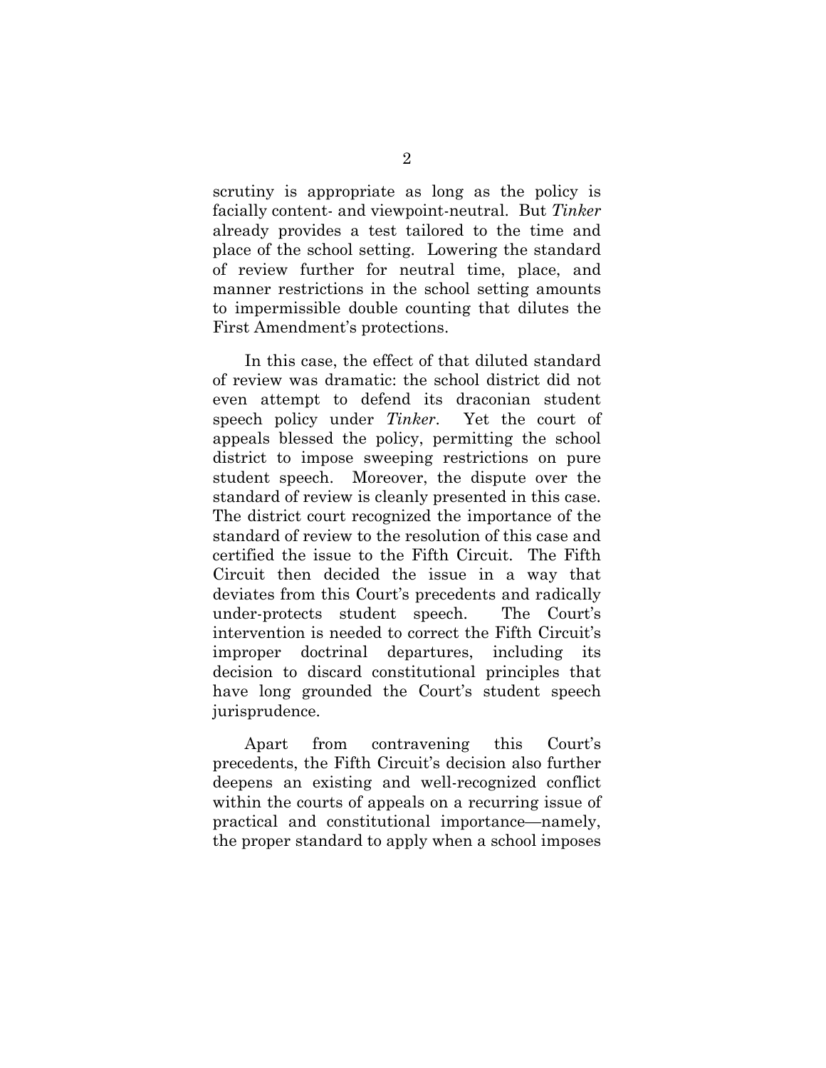scrutiny is appropriate as long as the policy is facially content- and viewpoint-neutral. But *Tinker* already provides a test tailored to the time and place of the school setting. Lowering the standard of review further for neutral time, place, and manner restrictions in the school setting amounts to impermissible double counting that dilutes the First Amendment's protections.

In this case, the effect of that diluted standard of review was dramatic: the school district did not even attempt to defend its draconian student speech policy under *Tinker*. Yet the court of appeals blessed the policy, permitting the school district to impose sweeping restrictions on pure student speech. Moreover, the dispute over the standard of review is cleanly presented in this case. The district court recognized the importance of the standard of review to the resolution of this case and certified the issue to the Fifth Circuit. The Fifth Circuit then decided the issue in a way that deviates from this Court's precedents and radically under-protects student speech. The Court's intervention is needed to correct the Fifth Circuit's improper doctrinal departures, including its decision to discard constitutional principles that have long grounded the Court's student speech jurisprudence.

Apart from contravening this Court's precedents, the Fifth Circuit's decision also further deepens an existing and well-recognized conflict within the courts of appeals on a recurring issue of practical and constitutional importance—namely, the proper standard to apply when a school imposes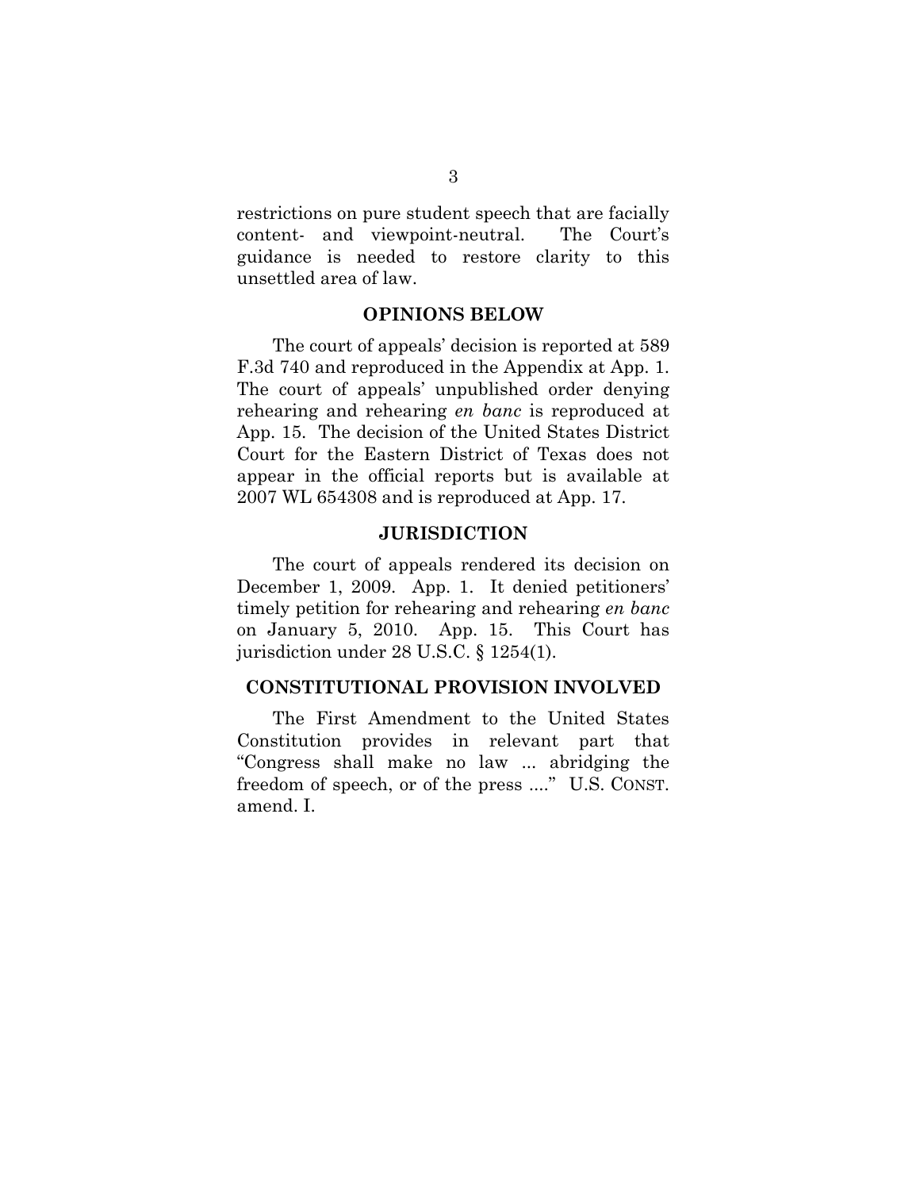restrictions on pure student speech that are facially content- and viewpoint-neutral. The Court's guidance is needed to restore clarity to this unsettled area of law.

## OPINIONS BELOW

The court of appeals' decision is reported at 589 F.3d 740 and reproduced in the Appendix at App. 1. The court of appeals' unpublished order denying rehearing and rehearing *en banc* is reproduced at App. 15. The decision of the United States District Court for the Eastern District of Texas does not appear in the official reports but is available at 2007 WL 654308 and is reproduced at App. 17.

## JURISDICTION

The court of appeals rendered its decision on December 1, 2009. App. 1. It denied petitioners' timely petition for rehearing and rehearing *en banc* on January 5, 2010. App. 15. This Court has jurisdiction under 28 U.S.C. § 1254(1).

## CONSTITUTIONAL PROVISION INVOLVED

The First Amendment to the United States Constitution provides in relevant part that "Congress shall make no law ... abridging the freedom of speech, or of the press ...." U.S. CONST. amend. I.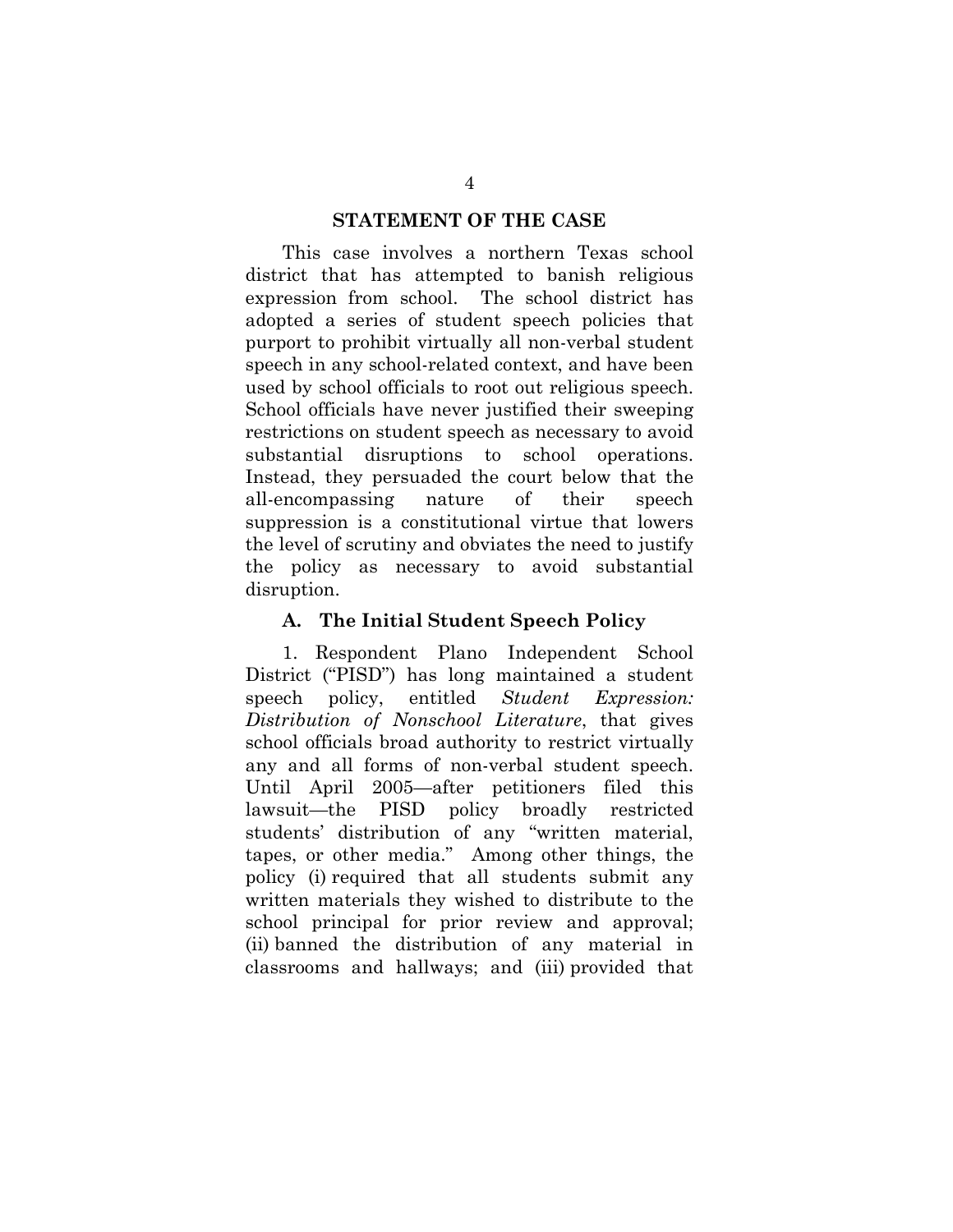## STATEMENT OF THE CASE

This case involves a northern Texas school district that has attempted to banish religious expression from school. The school district has adopted a series of student speech policies that purport to prohibit virtually all non-verbal student speech in any school-related context, and have been used by school officials to root out religious speech. School officials have never justified their sweeping restrictions on student speech as necessary to avoid substantial disruptions to school operations. Instead, they persuaded the court below that the all-encompassing nature of their speech suppression is a constitutional virtue that lowers the level of scrutiny and obviates the need to justify the policy as necessary to avoid substantial disruption.

### A. The Initial Student Speech Policy

1. Respondent Plano Independent School District ("PISD") has long maintained a student speech policy, entitled *Student Expression: Distribution of Nonschool Literature*, that gives school officials broad authority to restrict virtually any and all forms of non-verbal student speech. Until April 2005—after petitioners filed this lawsuit—the PISD policy broadly restricted students' distribution of any "written material, tapes, or other media." Among other things, the policy (i) required that all students submit any written materials they wished to distribute to the school principal for prior review and approval; (ii) banned the distribution of any material in classrooms and hallways; and (iii) provided that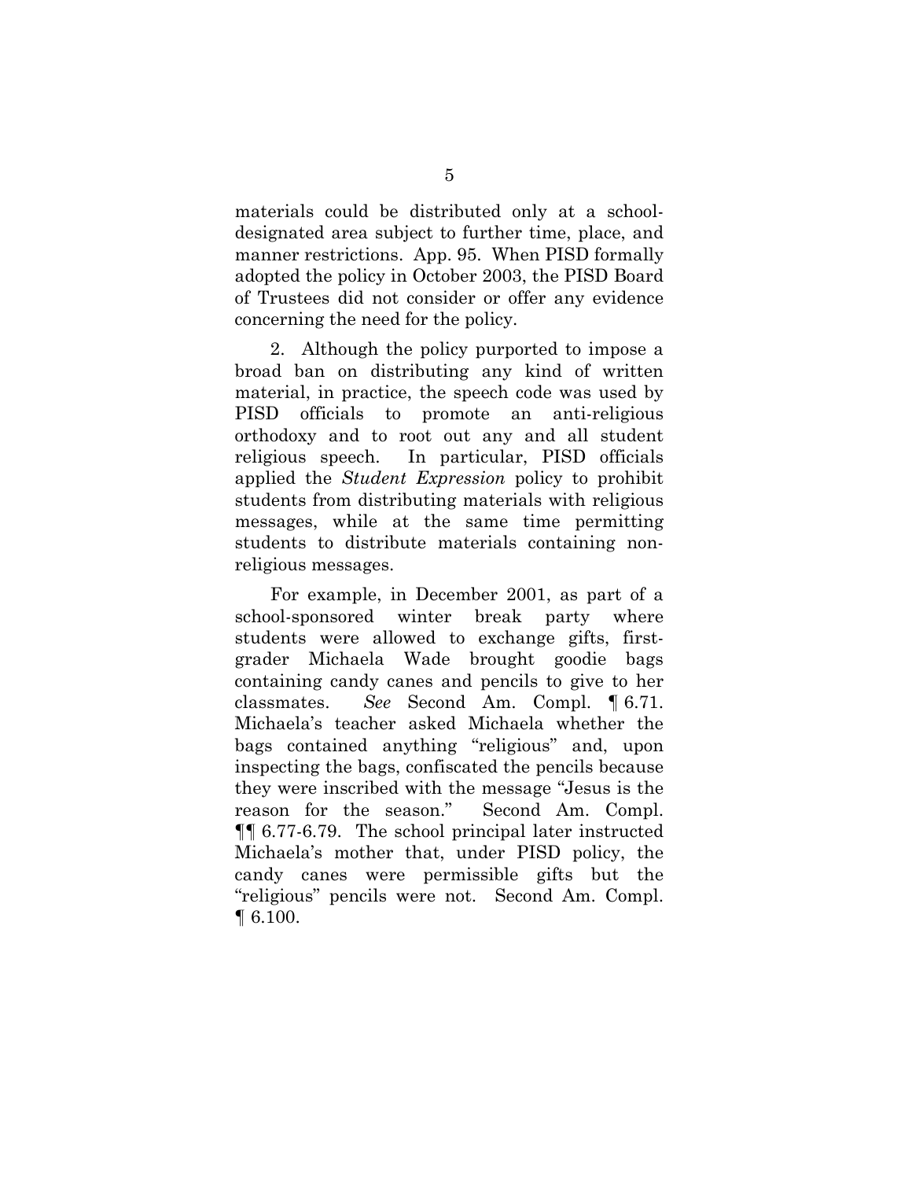materials could be distributed only at a school-designated area subject to further time, place, and manner restrictions. App. 95. When PISD formally adopted the policy in October 2003, the PISD Board of Trustees did not consider or offer any evidence concerning the need for the policy.

2. Although the policy purported to impose a broad ban on distributing any kind of written material, in practice, the speech code was used by PISD officials to promote an anti-religious orthodoxy and to root out any and all student religious speech. In particular, PISD officials applied the *Student Expression* policy to prohibit students from distributing materials with religious messages, while at the same time permitting students to distribute materials containing non-religious messages.

For example, in December 2001, as part of a school-sponsored winter break party where students were allowed to exchange gifts, first-grader Michaela Wade brought goodie bags containing candy canes and pencils to give to her classmates. *See* Second Am. Compl. ¶ 6.71. Michaela's teacher asked Michaela whether the bags contained anything "religious" and, upon inspecting the bags, confiscated the pencils because they were inscribed with the message "Jesus is the reason for the season." Second Am. Compl. ¶¶ 6.77-6.79. The school principal later instructed Michaela's mother that, under PISD policy, the candy canes were permissible gifts but the "religious" pencils were not. Second Am. Compl. ¶ 6.100.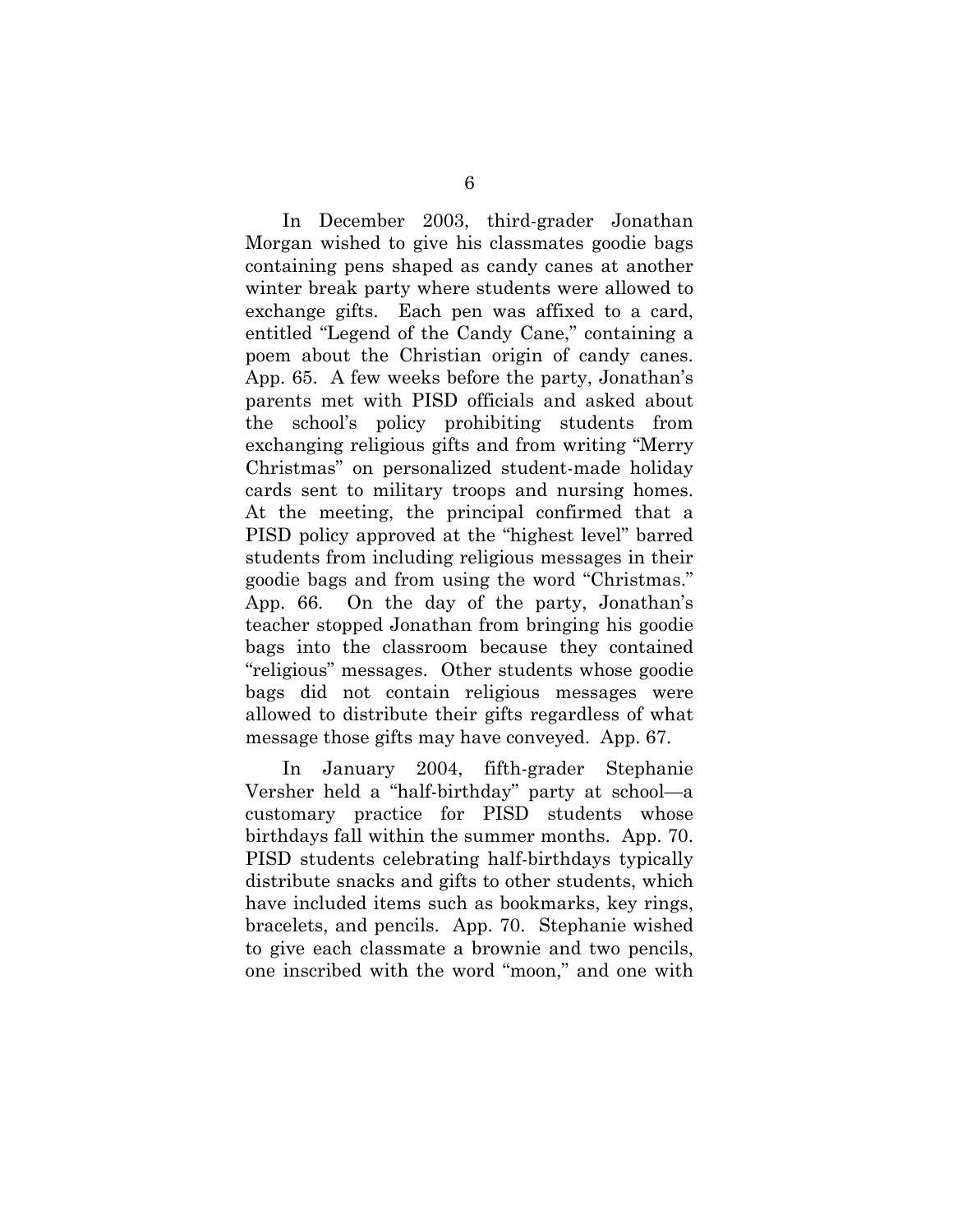In December 2003, third-grader Jonathan Morgan wished to give his classmates goodie bags containing pens shaped as candy canes at another winter break party where students were allowed to exchange gifts. Each pen was affixed to a card, entitled "Legend of the Candy Cane," containing a poem about the Christian origin of candy canes. App. 65. A few weeks before the party, Jonathan's parents met with PISD officials and asked about the school's policy prohibiting students from exchanging religious gifts and from writing "Merry Christmas" on personalized student-made holiday cards sent to military troops and nursing homes. At the meeting, the principal confirmed that a PISD policy approved at the "highest level" barred students from including religious messages in their goodie bags and from using the word "Christmas." App. 66. On the day of the party, Jonathan's teacher stopped Jonathan from bringing his goodie bags into the classroom because they contained "religious" messages. Other students whose goodie bags did not contain religious messages were allowed to distribute their gifts regardless of what message those gifts may have conveyed. App. 67.

In January 2004, fifth-grader Stephanie Versher held a "half-birthday" party at school—a customary practice for PISD students whose birthdays fall within the summer months. App. 70. PISD students celebrating half-birthdays typically distribute snacks and gifts to other students, which have included items such as bookmarks, key rings, bracelets, and pencils. App. 70. Stephanie wished to give each classmate a brownie and two pencils, one inscribed with the word "moon," and one with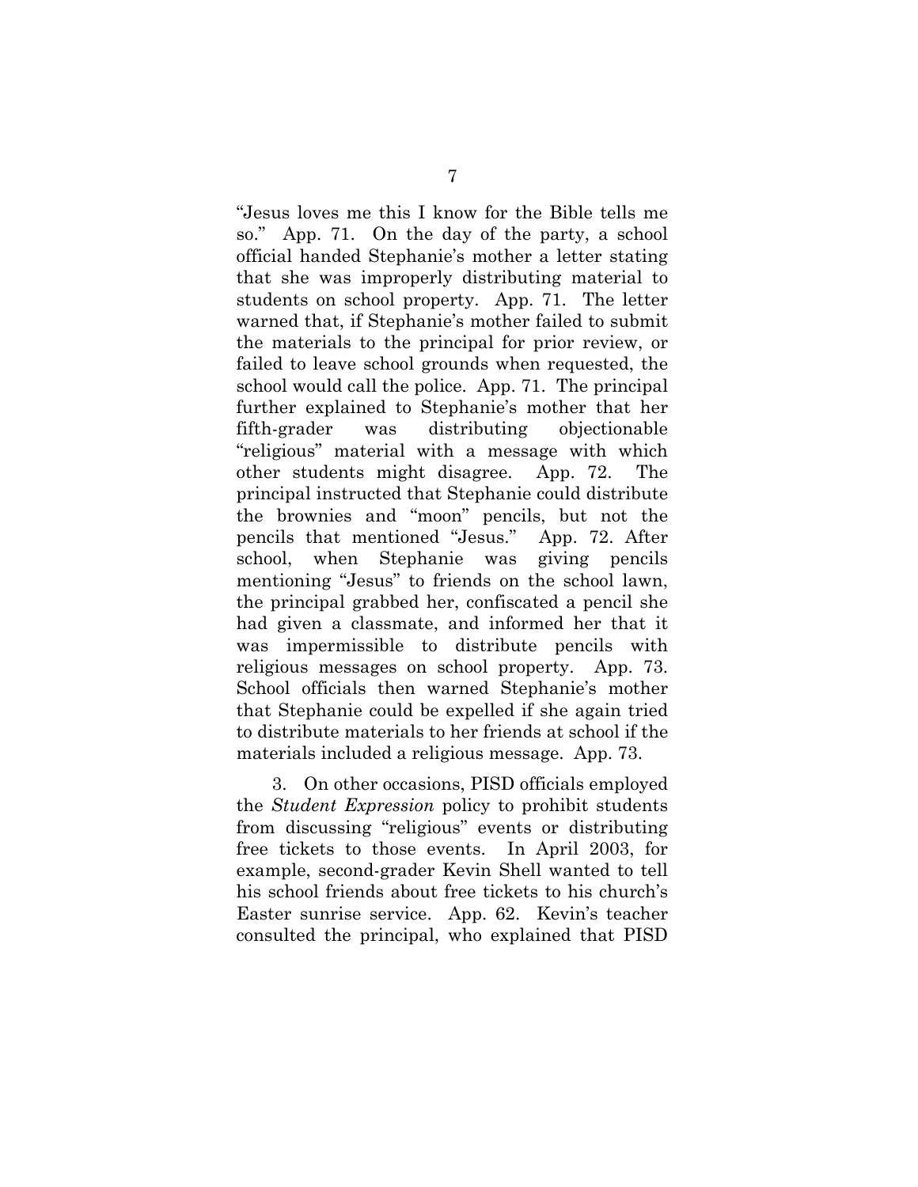"Jesus loves me this I know for the Bible tells me so." App. 71. On the day of the party, a school official handed Stephanie's mother a letter stating that she was improperly distributing material to students on school property. App. 71. The letter warned that, if Stephanie's mother failed to submit the materials to the principal for prior review, or failed to leave school grounds when requested, the school would call the police. App. 71. The principal further explained to Stephanie's mother that her fifth-grader was distributing objectionable "religious" material with a message with which other students might disagree. App. 72. The principal instructed that Stephanie could distribute the brownies and "moon" pencils, but not the pencils that mentioned "Jesus." App. 72. After school, when Stephanie was giving pencils mentioning "Jesus" to friends on the school lawn, the principal grabbed her, confiscated a pencil she had given a classmate, and informed her that it was impermissible to distribute pencils with religious messages on school property. App. 73. School officials then warned Stephanie's mother that Stephanie could be expelled if she again tried to distribute materials to her friends at school if the materials included a religious message. App. 73.

3. On other occasions, PISD officials employed the *Student Expression* policy to prohibit students from discussing "religious" events or distributing free tickets to those events. In April 2003, for example, second-grader Kevin Shell wanted to tell his school friends about free tickets to his church's Easter sunrise service. App. 62. Kevin's teacher consulted the principal, who explained that PISD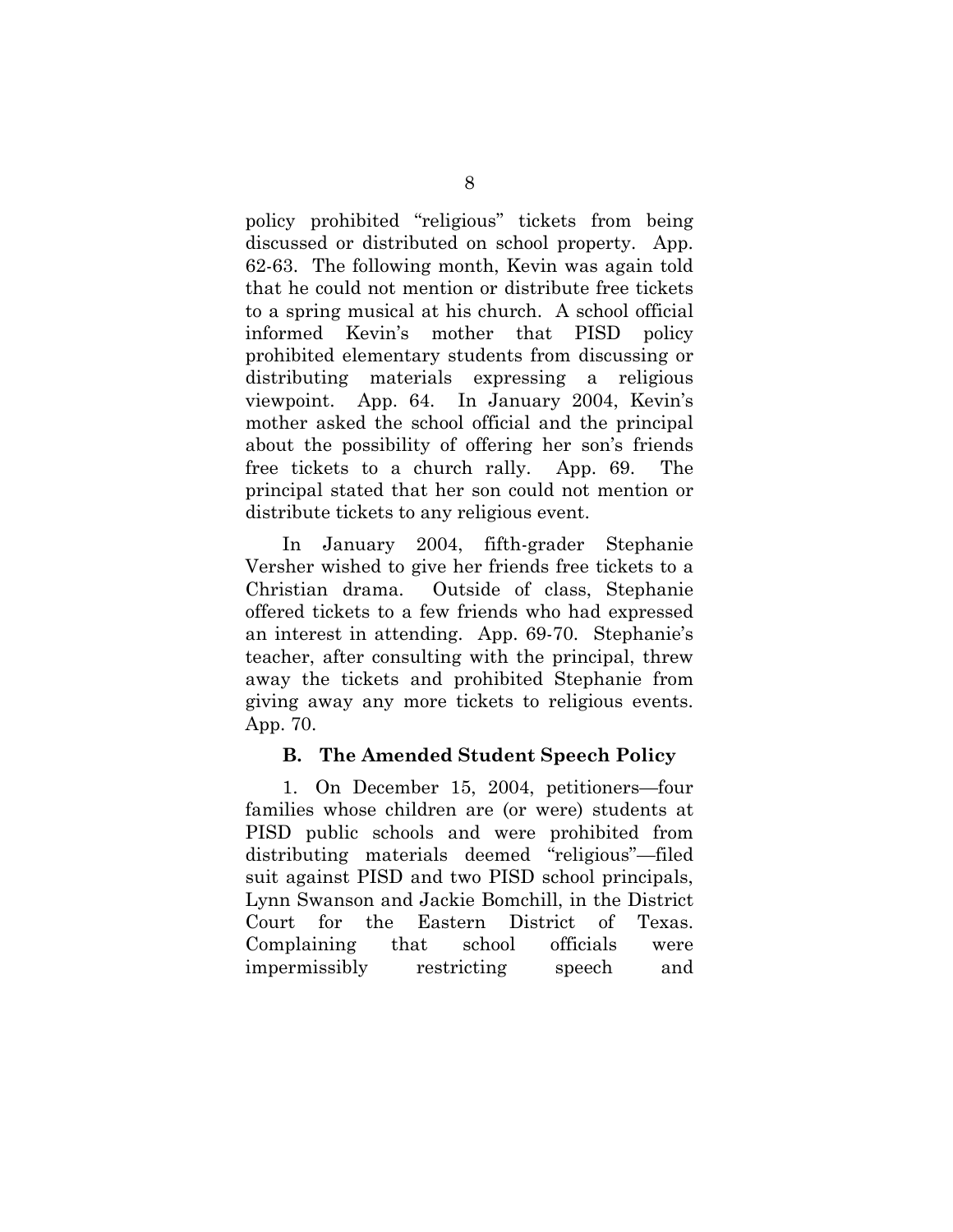policy prohibited "religious" tickets from being discussed or distributed on school property. App. 62-63. The following month, Kevin was again told that he could not mention or distribute free tickets to a spring musical at his church. A school official informed Kevin's mother that PISD policy prohibited elementary students from discussing or distributing materials expressing a religious viewpoint. App. 64. In January 2004, Kevin's mother asked the school official and the principal about the possibility of offering her son's friends free tickets to a church rally. App. 69. The principal stated that her son could not mention or distribute tickets to any religious event.

In January 2004, fifth-grader Stephanie Versher wished to give her friends free tickets to a Christian drama. Outside of class, Stephanie offered tickets to a few friends who had expressed an interest in attending. App. 69-70. Stephanie's teacher, after consulting with the principal, threw away the tickets and prohibited Stephanie from giving away any more tickets to religious events. App. 70.

### B. The Amended Student Speech Policy

1. On December 15, 2004, petitioners—four families whose children are (or were) students at PISD public schools and were prohibited from distributing materials deemed "religious"—filed suit against PISD and two PISD school principals, Lynn Swanson and Jackie Bomchill, in the District Court for the Eastern District of Texas. Complaining that school officials were impermissibly restricting speech and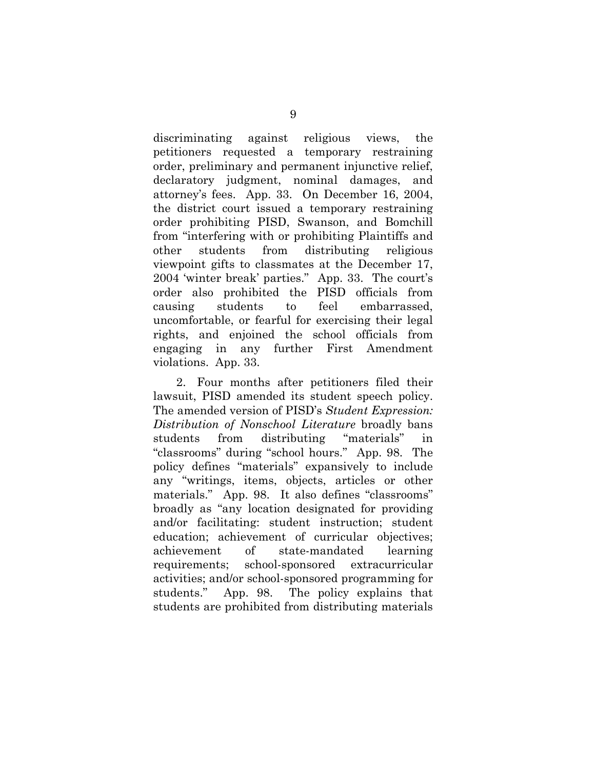discriminating against religious views, the petitioners requested a temporary restraining order, preliminary and permanent injunctive relief, declaratory judgment, nominal damages, and attorney's fees. App. 33. On December 16, 2004, the district court issued a temporary restraining order prohibiting PISD, Swanson, and Bomchill from "interfering with or prohibiting Plaintiffs and other students from distributing religious viewpoint gifts to classmates at the December 17, 2004 'winter break' parties." App. 33. The court's order also prohibited the PISD officials from causing students to feel embarrassed, uncomfortable, or fearful for exercising their legal rights, and enjoined the school officials from engaging in any further First Amendment violations. App. 33.

2. Four months after petitioners filed their lawsuit, PISD amended its student speech policy. The amended version of PISD's *Student Expression: Distribution of Nonschool Literature* broadly bans students from distributing "materials" in "classrooms" during "school hours." App. 98. The policy defines "materials" expansively to include any "writings, items, objects, articles or other materials." App. 98. It also defines "classrooms" broadly as "any location designated for providing and/or facilitating: student instruction; student education; achievement of curricular objectives; achievement of state-mandated learning requirements; school-sponsored extracurricular activities; and/or school-sponsored programming for students." App. 98. The policy explains that students are prohibited from distributing materials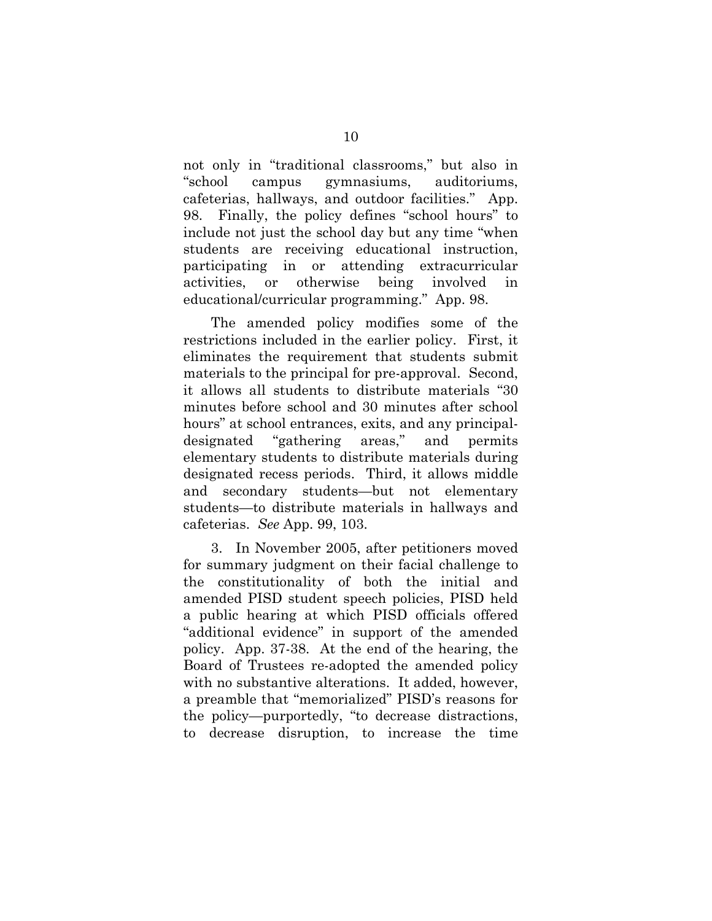not only in "traditional classrooms," but also in "school campus gymnasiums, auditoriums, cafeterias, hallways, and outdoor facilities." App. 98. Finally, the policy defines "school hours" to include not just the school day but any time "when students are receiving educational instruction, participating in or attending extracurricular activities, or otherwise being involved in educational/curricular programming." App. 98.

The amended policy modifies some of the restrictions included in the earlier policy. First, it eliminates the requirement that students submit materials to the principal for pre-approval. Second, it allows all students to distribute materials "30 minutes before school and 30 minutes after school hours" at school entrances, exits, and any principal-designated "gathering areas," and permits elementary students to distribute materials during designated recess periods. Third, it allows middle and secondary students—but not elementary students—to distribute materials in hallways and cafeterias. *See* App. 99, 103.

3. In November 2005, after petitioners moved for summary judgment on their facial challenge to the constitutionality of both the initial and amended PISD student speech policies, PISD held a public hearing at which PISD officials offered "additional evidence" in support of the amended policy. App. 37-38. At the end of the hearing, the Board of Trustees re-adopted the amended policy with no substantive alterations. It added, however, a preamble that "memorialized" PISD's reasons for the policy—purportedly, "to decrease distractions, to decrease disruption, to increase the time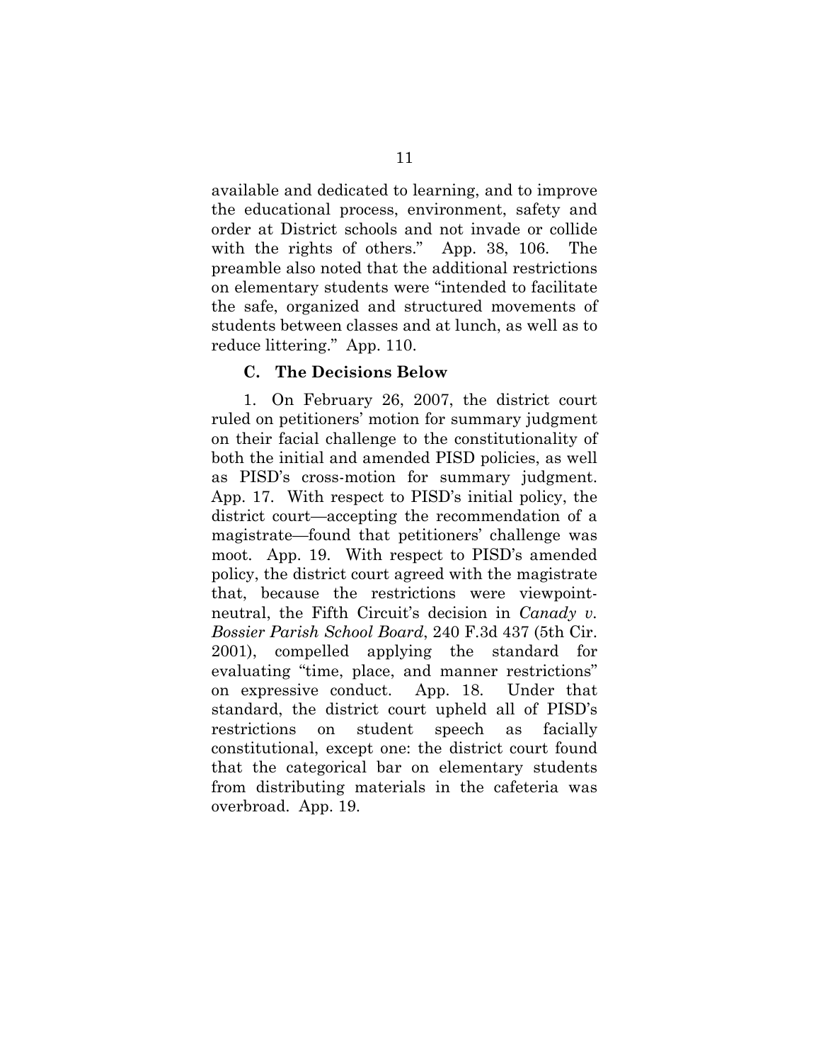available and dedicated to learning, and to improve the educational process, environment, safety and order at District schools and not invade or collide with the rights of others." App. 38, 106. The preamble also noted that the additional restrictions on elementary students were "intended to facilitate the safe, organized and structured movements of students between classes and at lunch, as well as to reduce littering." App. 110.

### C. The Decisions Below

1. On February 26, 2007, the district court ruled on petitioners' motion for summary judgment on their facial challenge to the constitutionality of both the initial and amended PISD policies, as well as PISD's cross-motion for summary judgment. App. 17. With respect to PISD's initial policy, the district court—accepting the recommendation of a magistrate—found that petitioners' challenge was moot. App. 19. With respect to PISD's amended policy, the district court agreed with the magistrate that, because the restrictions were viewpoint-neutral, the Fifth Circuit's decision in *Canady v. Bossier Parish School Board*, 240 F.3d 437 (5th Cir. 2001), compelled applying the standard for evaluating "time, place, and manner restrictions" on expressive conduct. App. 18. Under that standard, the district court upheld all of PISD's restrictions on student speech as facially constitutional, except one: the district court found that the categorical bar on elementary students from distributing materials in the cafeteria was overbroad. App. 19.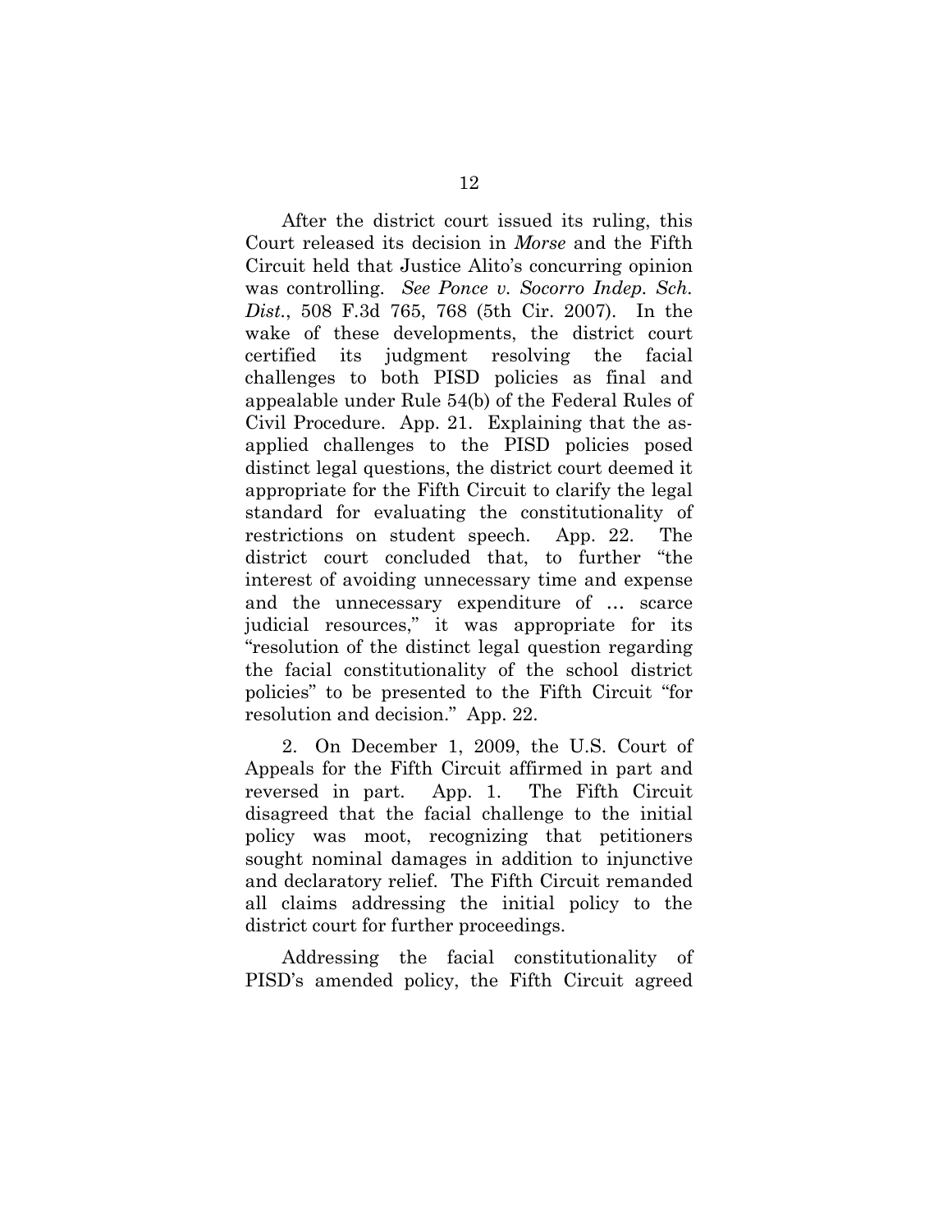After the district court issued its ruling, this Court released its decision in *Morse* and the Fifth Circuit held that Justice Alito's concurring opinion was controlling. *See Ponce v. Socorro Indep. Sch. Dist.*, 508 F.3d 765, 768 (5th Cir. 2007). In the wake of these developments, the district court certified its judgment resolving the facial challenges to both PISD policies as final and appealable under Rule 54(b) of the Federal Rules of Civil Procedure. App. 21. Explaining that the as-applied challenges to the PISD policies posed distinct legal questions, the district court deemed it appropriate for the Fifth Circuit to clarify the legal standard for evaluating the constitutionality of restrictions on student speech. App. 22. The district court concluded that, to further "the interest of avoiding unnecessary time and expense and the unnecessary expenditure of … scarce judicial resources," it was appropriate for its "resolution of the distinct legal question regarding the facial constitutionality of the school district policies" to be presented to the Fifth Circuit "for resolution and decision." App. 22.

2. On December 1, 2009, the U.S. Court of Appeals for the Fifth Circuit affirmed in part and reversed in part. App. 1. The Fifth Circuit disagreed that the facial challenge to the initial policy was moot, recognizing that petitioners sought nominal damages in addition to injunctive and declaratory relief. The Fifth Circuit remanded all claims addressing the initial policy to the district court for further proceedings.

Addressing the facial constitutionality of PISD's amended policy, the Fifth Circuit agreed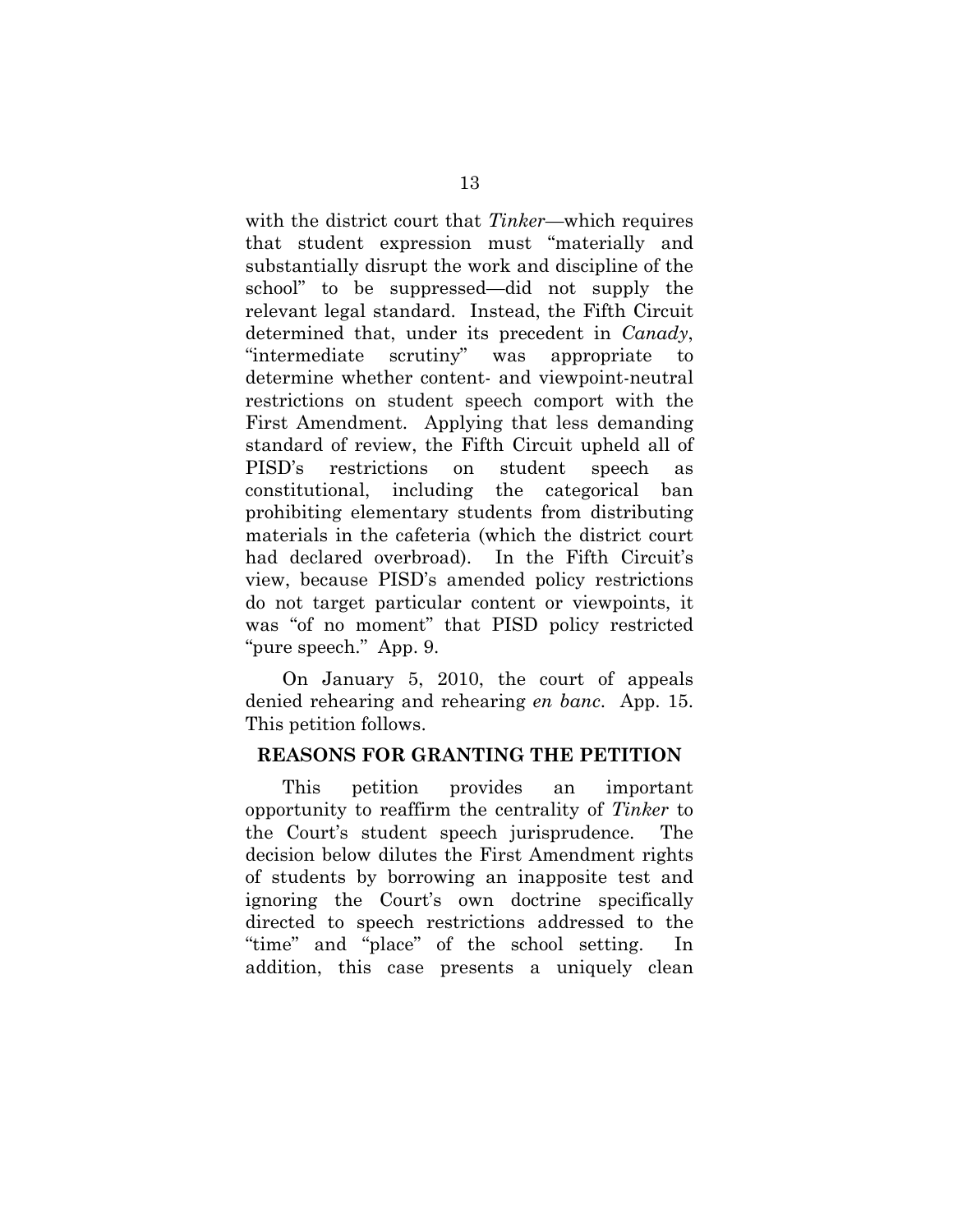with the district court that *Tinker*—which requires that student expression must "materially and substantially disrupt the work and discipline of the school" to be suppressed—did not supply the relevant legal standard. Instead, the Fifth Circuit determined that, under its precedent in *Canady*, "intermediate scrutiny" was appropriate to determine whether content- and viewpoint-neutral restrictions on student speech comport with the First Amendment. Applying that less demanding standard of review, the Fifth Circuit upheld all of PISD's restrictions on student speech as constitutional, including the categorical ban prohibiting elementary students from distributing materials in the cafeteria (which the district court had declared overbroad). In the Fifth Circuit's view, because PISD's amended policy restrictions do not target particular content or viewpoints, it was "of no moment" that PISD policy restricted "pure speech." App. 9.

On January 5, 2010, the court of appeals denied rehearing and rehearing *en banc*. App. 15. This petition follows.

## REASONS FOR GRANTING THE PETITION

This petition provides an important opportunity to reaffirm the centrality of *Tinker* to the Court's student speech jurisprudence. The decision below dilutes the First Amendment rights of students by borrowing an inapposite test and ignoring the Court's own doctrine specifically directed to speech restrictions addressed to the "time" and "place" of the school setting. In addition, this case presents a uniquely clean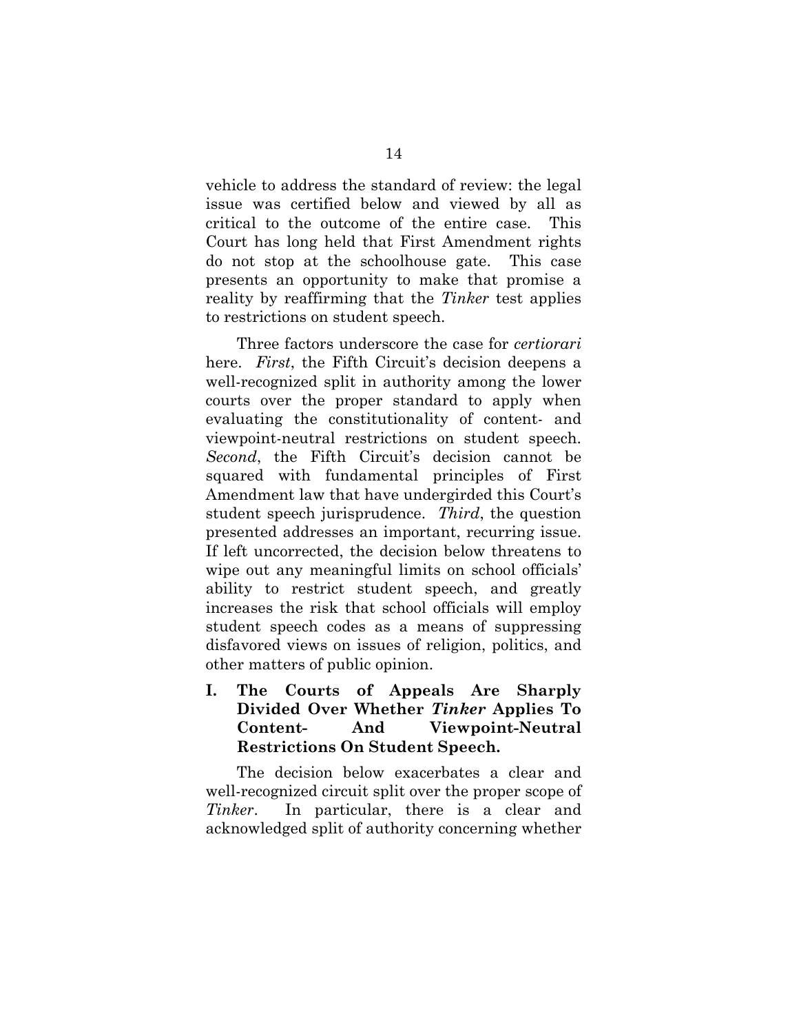vehicle to address the standard of review: the legal issue was certified below and viewed by all as critical to the outcome of the entire case. This Court has long held that First Amendment rights do not stop at the schoolhouse gate. This case presents an opportunity to make that promise a reality by reaffirming that the *Tinker* test applies to restrictions on student speech.

Three factors underscore the case for *certiorari* here. *First*, the Fifth Circuit's decision deepens a well-recognized split in authority among the lower courts over the proper standard to apply when evaluating the constitutionality of content- and viewpoint-neutral restrictions on student speech. *Second*, the Fifth Circuit's decision cannot be squared with fundamental principles of First Amendment law that have undergirded this Court's student speech jurisprudence. *Third*, the question presented addresses an important, recurring issue. If left uncorrected, the decision below threatens to wipe out any meaningful limits on school officials' ability to restrict student speech, and greatly increases the risk that school officials will employ student speech codes as a means of suppressing disfavored views on issues of religion, politics, and other matters of public opinion.

## I. The Courts of Appeals Are Sharply Divided Over Whether *Tinker* Applies To Content- And Viewpoint-Neutral Restrictions On Student Speech.

The decision below exacerbates a clear and well-recognized circuit split over the proper scope of *Tinker*. In particular, there is a clear and acknowledged split of authority concerning whether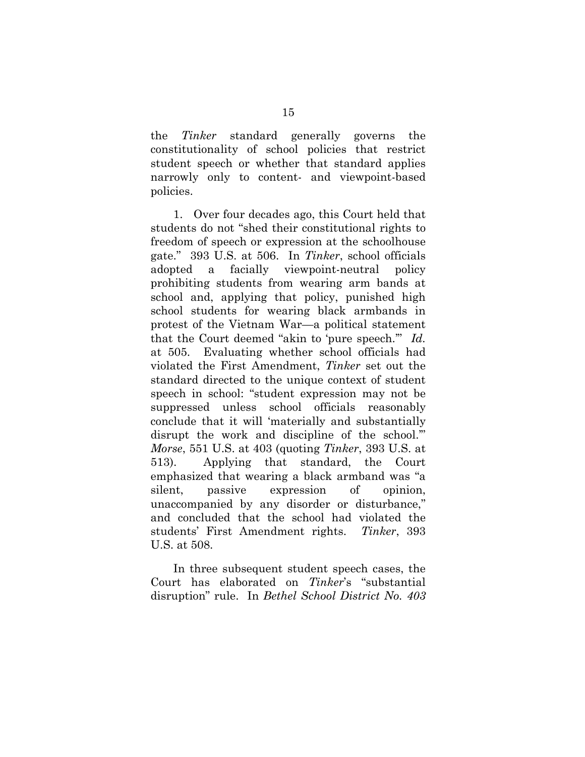the *Tinker* standard generally governs the constitutionality of school policies that restrict student speech or whether that standard applies narrowly only to content- and viewpoint-based policies.

1. Over four decades ago, this Court held that students do not "shed their constitutional rights to freedom of speech or expression at the schoolhouse gate." 393 U.S. at 506. In *Tinker*, school officials adopted a facially viewpoint-neutral policy prohibiting students from wearing arm bands at school and, applying that policy, punished high school students for wearing black armbands in protest of the Vietnam War—a political statement that the Court deemed "akin to 'pure speech.'" *Id.* at 505. Evaluating whether school officials had violated the First Amendment, *Tinker* set out the standard directed to the unique context of student speech in school: "student expression may not be suppressed unless school officials reasonably conclude that it will 'materially and substantially disrupt the work and discipline of the school.'" *Morse*, 551 U.S. at 403 (quoting *Tinker*, 393 U.S. at 513). Applying that standard, the Court emphasized that wearing a black armband was "a silent, passive expression of opinion, unaccompanied by any disorder or disturbance," and concluded that the school had violated the students' First Amendment rights. *Tinker*, 393 U.S. at 508.

In three subsequent student speech cases, the Court has elaborated on *Tinker*'s "substantial disruption" rule. In *Bethel School District No. 403*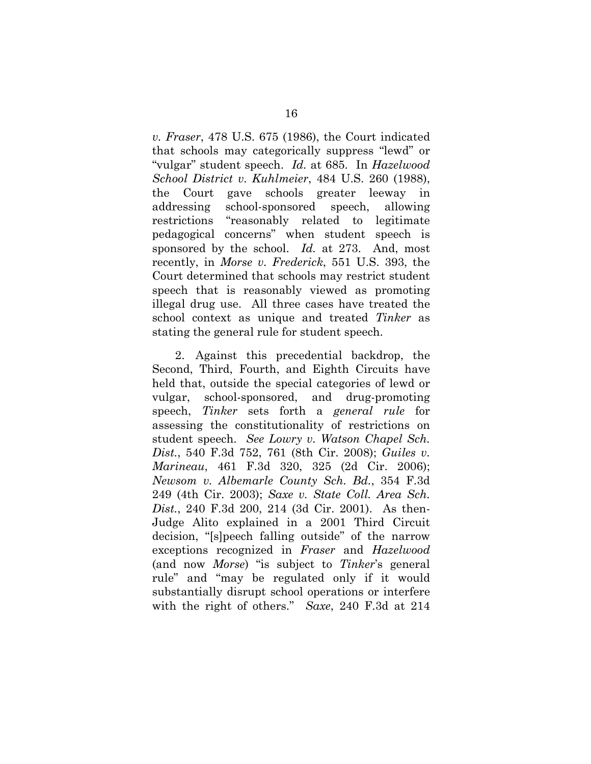*v. Fraser*, 478 U.S. 675 (1986), the Court indicated that schools may categorically suppress "lewd" or "vulgar" student speech. *Id.* at 685. In *Hazelwood School District v. Kuhlmeier*, 484 U.S. 260 (1988), the Court gave schools greater leeway in addressing school-sponsored speech, allowing restrictions "reasonably related to legitimate pedagogical concerns" when student speech is sponsored by the school. *Id.* at 273. And, most recently, in *Morse v. Frederick*, 551 U.S. 393, the Court determined that schools may restrict student speech that is reasonably viewed as promoting illegal drug use. All three cases have treated the school context as unique and treated *Tinker* as stating the general rule for student speech.

2. Against this precedential backdrop, the Second, Third, Fourth, and Eighth Circuits have held that, outside the special categories of lewd or vulgar, school-sponsored, and drug-promoting speech, *Tinker* sets forth a *general rule* for assessing the constitutionality of restrictions on student speech. *See Lowry v. Watson Chapel Sch. Dist.*, 540 F.3d 752, 761 (8th Cir. 2008); *Guiles v. Marineau*, 461 F.3d 320, 325 (2d Cir. 2006); *Newsom v. Albemarle County Sch. Bd.*, 354 F.3d 249 (4th Cir. 2003); *Saxe v. State Coll. Area Sch. Dist.*, 240 F.3d 200, 214 (3d Cir. 2001). As then-Judge Alito explained in a 2001 Third Circuit decision, "[s]peech falling outside" of the narrow exceptions recognized in *Fraser* and *Hazelwood* (and now *Morse*) "is subject to *Tinker*'s general rule" and "may be regulated only if it would substantially disrupt school operations or interfere with the right of others." *Saxe*, 240 F.3d at 214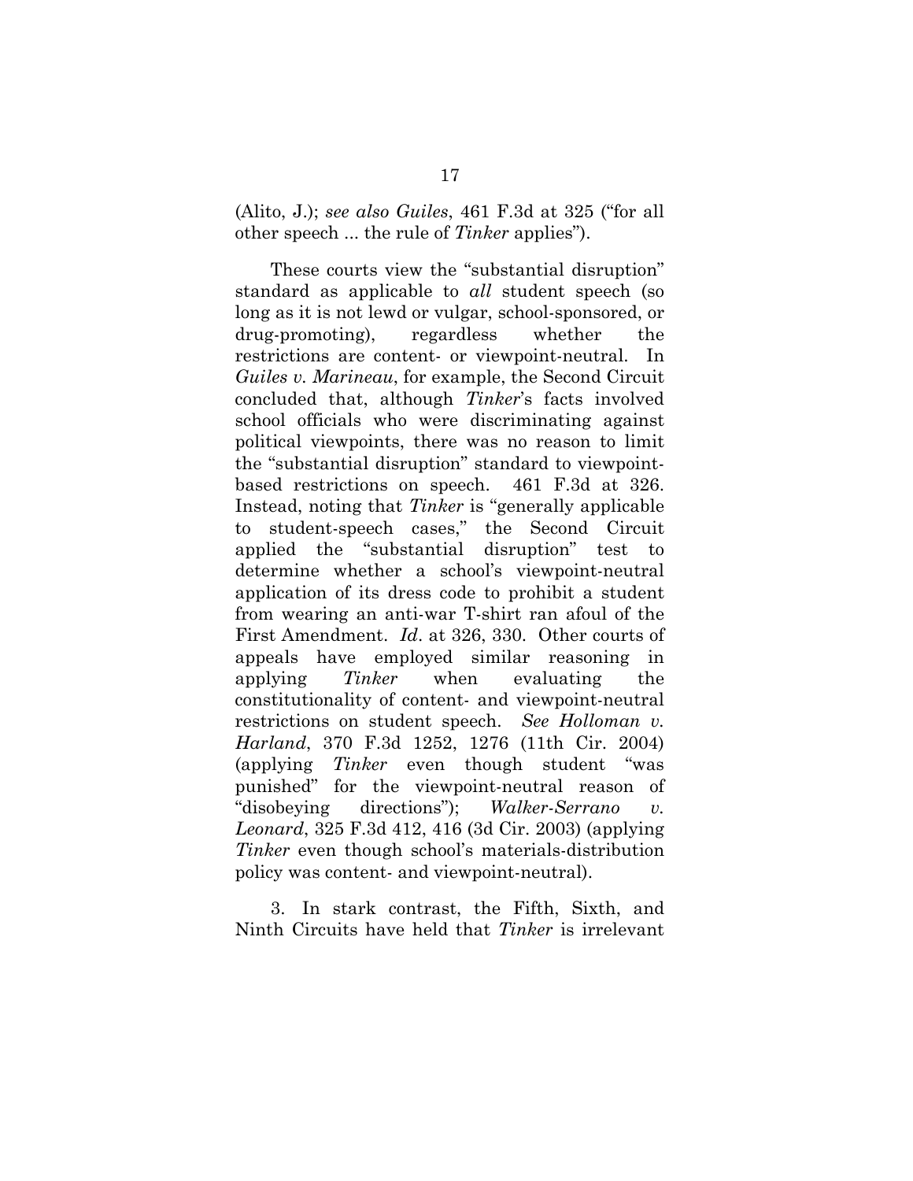(Alito, J.); *see also Guiles*, 461 F.3d at 325 ("for all other speech ... the rule of *Tinker* applies").

These courts view the "substantial disruption" standard as applicable to *all* student speech (so long as it is not lewd or vulgar, school-sponsored, or drug-promoting), regardless whether the restrictions are content- or viewpoint-neutral. In *Guiles v. Marineau*, for example, the Second Circuit concluded that, although *Tinker*'s facts involved school officials who were discriminating against political viewpoints, there was no reason to limit the "substantial disruption" standard to viewpoint-based restrictions on speech. 461 F.3d at 326. Instead, noting that *Tinker* is "generally applicable to student-speech cases," the Second Circuit applied the "substantial disruption" test to determine whether a school's viewpoint-neutral application of its dress code to prohibit a student from wearing an anti-war T-shirt ran afoul of the First Amendment. *Id*. at 326, 330. Other courts of appeals have employed similar reasoning in applying *Tinker* when evaluating the constitutionality of content- and viewpoint-neutral restrictions on student speech. *See Holloman v. Harland*, 370 F.3d 1252, 1276 (11th Cir. 2004) (applying *Tinker* even though student "was punished" for the viewpoint-neutral reason of "disobeying directions"); *Walker-Serrano v. Leonard*, 325 F.3d 412, 416 (3d Cir. 2003) (applying *Tinker* even though school's materials-distribution policy was content- and viewpoint-neutral).

3. In stark contrast, the Fifth, Sixth, and Ninth Circuits have held that *Tinker* is irrelevant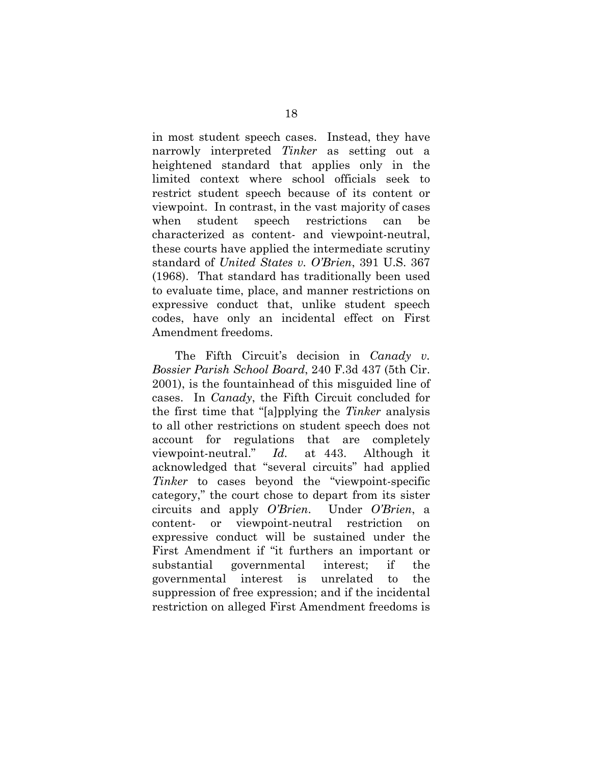in most student speech cases. Instead, they have narrowly interpreted *Tinker* as setting out a heightened standard that applies only in the limited context where school officials seek to restrict student speech because of its content or viewpoint. In contrast, in the vast majority of cases when student speech restrictions can be characterized as content- and viewpoint-neutral, these courts have applied the intermediate scrutiny standard of *United States v. O'Brien*, 391 U.S. 367 (1968). That standard has traditionally been used to evaluate time, place, and manner restrictions on expressive conduct that, unlike student speech codes, have only an incidental effect on First Amendment freedoms.

The Fifth Circuit's decision in *Canady v. Bossier Parish School Board*, 240 F.3d 437 (5th Cir. 2001), is the fountainhead of this misguided line of cases. In *Canady*, the Fifth Circuit concluded for the first time that "[a]pplying the *Tinker* analysis to all other restrictions on student speech does not account for regulations that are completely viewpoint-neutral." *Id.* at 443. Although it acknowledged that "several circuits" had applied *Tinker* to cases beyond the "viewpoint-specific category," the court chose to depart from its sister circuits and apply *O'Brien*. Under *O'Brien*, a content- or viewpoint-neutral restriction on expressive conduct will be sustained under the First Amendment if "it furthers an important or substantial governmental interest; if the governmental interest is unrelated to the suppression of free expression; and if the incidental restriction on alleged First Amendment freedoms is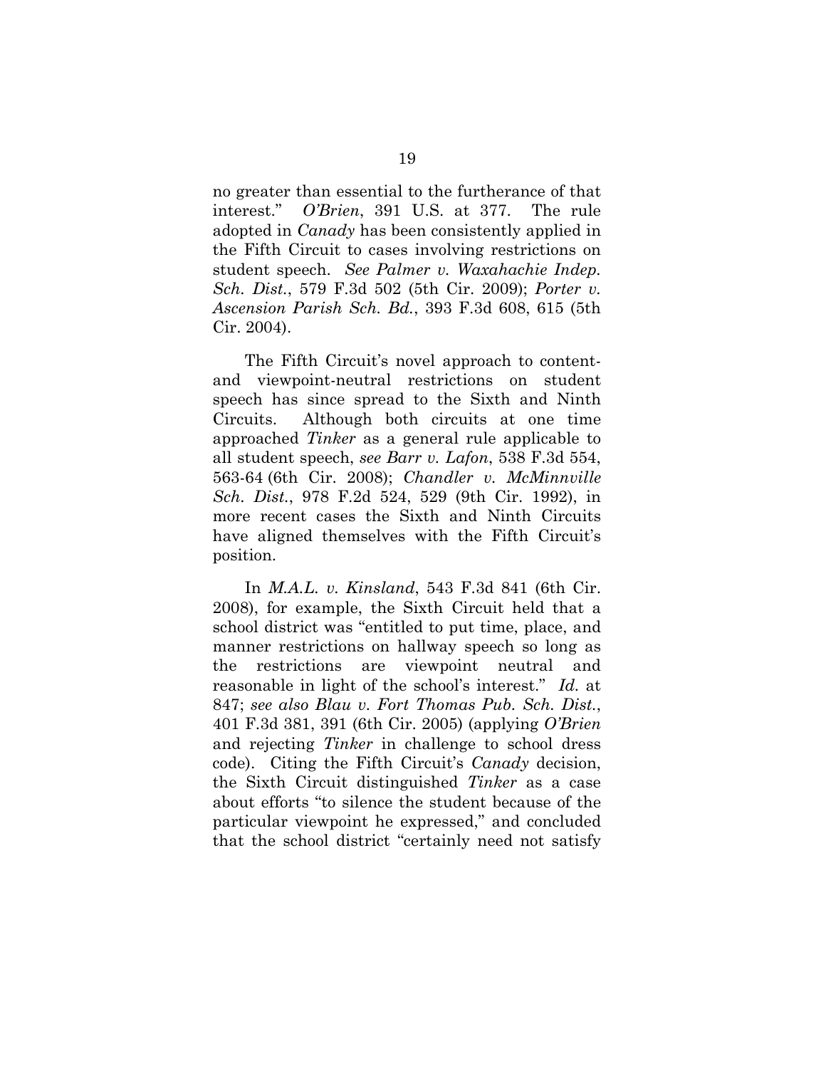no greater than essential to the furtherance of that interest." *O'Brien*, 391 U.S. at 377. The rule adopted in *Canady* has been consistently applied in the Fifth Circuit to cases involving restrictions on student speech. *See Palmer v. Waxahachie Indep. Sch. Dist.*, 579 F.3d 502 (5th Cir. 2009); *Porter v. Ascension Parish Sch. Bd.*, 393 F.3d 608, 615 (5th Cir. 2004).

The Fifth Circuit's novel approach to content- and viewpoint-neutral restrictions on student speech has since spread to the Sixth and Ninth Circuits. Although both circuits at one time approached *Tinker* as a general rule applicable to all student speech, *see Barr v. Lafon*, 538 F.3d 554, 563-64 (6th Cir. 2008); *Chandler v. McMinnville Sch. Dist.*, 978 F.2d 524, 529 (9th Cir. 1992), in more recent cases the Sixth and Ninth Circuits have aligned themselves with the Fifth Circuit's position.

In *M.A.L. v. Kinsland*, 543 F.3d 841 (6th Cir. 2008), for example, the Sixth Circuit held that a school district was "entitled to put time, place, and manner restrictions on hallway speech so long as the restrictions are viewpoint neutral and reasonable in light of the school's interest." *Id.* at 847; *see also Blau v. Fort Thomas Pub. Sch. Dist.*, 401 F.3d 381, 391 (6th Cir. 2005) (applying *O'Brien* and rejecting *Tinker* in challenge to school dress code). Citing the Fifth Circuit's *Canady* decision, the Sixth Circuit distinguished *Tinker* as a case about efforts "to silence the student because of the particular viewpoint he expressed," and concluded that the school district "certainly need not satisfy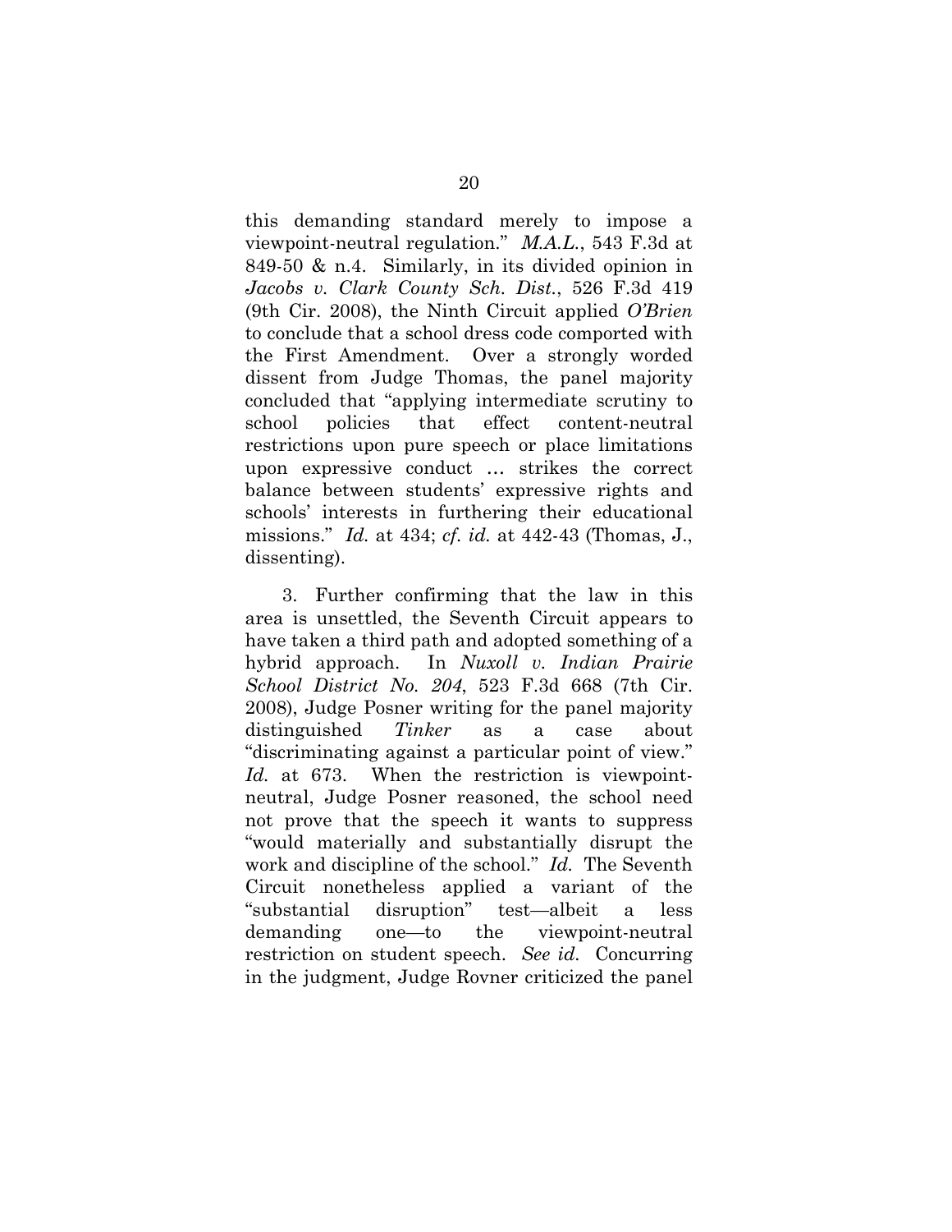this demanding standard merely to impose a viewpoint-neutral regulation." *M.A.L.*, 543 F.3d at 849-50 & n.4. Similarly, in its divided opinion in *Jacobs v. Clark County Sch. Dist.*, 526 F.3d 419 (9th Cir. 2008), the Ninth Circuit applied *O'Brien* to conclude that a school dress code comported with the First Amendment. Over a strongly worded dissent from Judge Thomas, the panel majority concluded that "applying intermediate scrutiny to school policies that effect content-neutral restrictions upon pure speech or place limitations upon expressive conduct … strikes the correct balance between students' expressive rights and schools' interests in furthering their educational missions." *Id.* at 434; *cf. id.* at 442-43 (Thomas, J., dissenting).

3. Further confirming that the law in this area is unsettled, the Seventh Circuit appears to have taken a third path and adopted something of a hybrid approach. In *Nuxoll v. Indian Prairie School District No. 204*, 523 F.3d 668 (7th Cir. 2008), Judge Posner writing for the panel majority distinguished *Tinker* as a case about "discriminating against a particular point of view." *Id.* at 673. When the restriction is viewpoint-neutral, Judge Posner reasoned, the school need not prove that the speech it wants to suppress "would materially and substantially disrupt the work and discipline of the school." *Id.* The Seventh Circuit nonetheless applied a variant of the "substantial disruption" test—albeit a less demanding one—to the viewpoint-neutral restriction on student speech. *See id.* Concurring in the judgment, Judge Rovner criticized the panel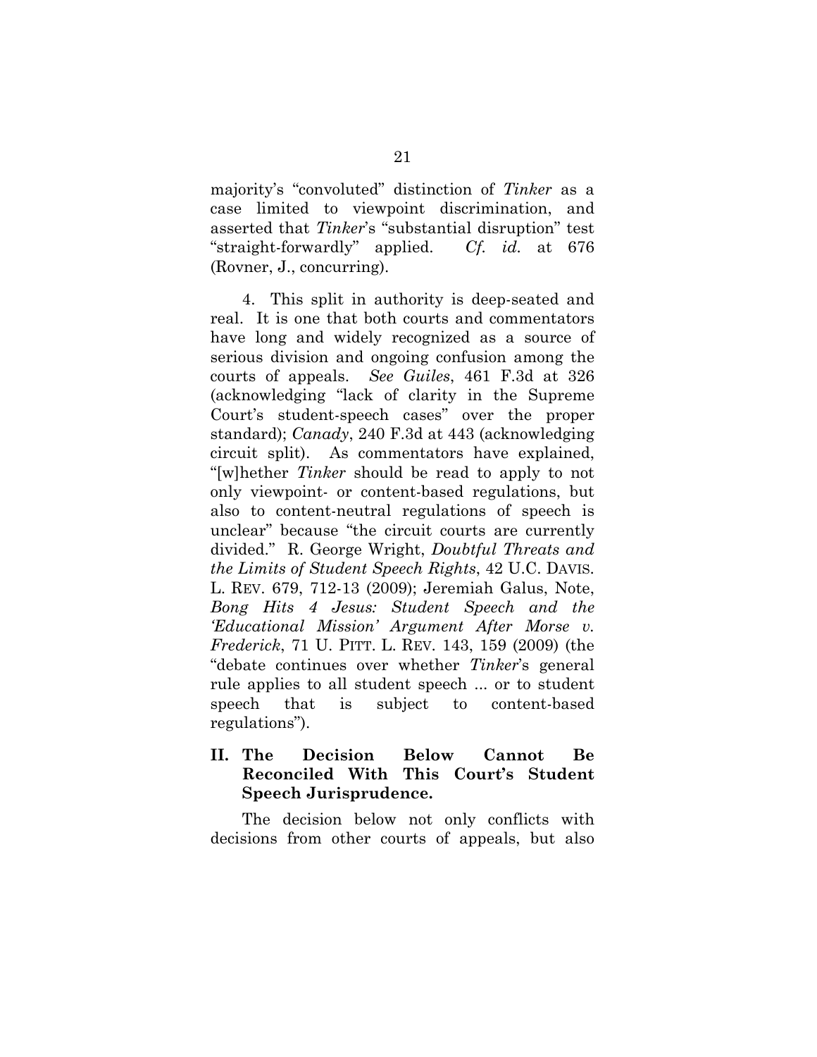majority's "convoluted" distinction of *Tinker* as a case limited to viewpoint discrimination, and asserted that *Tinker*'s "substantial disruption" test "straight-forwardly" applied. *Cf. id.* at 676 (Rovner, J., concurring).

4. This split in authority is deep-seated and real. It is one that both courts and commentators have long and widely recognized as a source of serious division and ongoing confusion among the courts of appeals. *See Guiles*, 461 F.3d at 326 (acknowledging "lack of clarity in the Supreme Court's student-speech cases" over the proper standard); *Canady*, 240 F.3d at 443 (acknowledging circuit split). As commentators have explained, "[w]hether *Tinker* should be read to apply to not only viewpoint- or content-based regulations, but also to content-neutral regulations of speech is unclear" because "the circuit courts are currently divided." R. George Wright, *Doubtful Threats and the Limits of Student Speech Rights*, 42 U.C. DAVIS. L. REV. 679, 712-13 (2009); Jeremiah Galus, Note, *Bong Hits 4 Jesus: Student Speech and the 'Educational Mission' Argument After Morse v. Frederick*, 71 U. PITT. L. REV. 143, 159 (2009) (the "debate continues over whether *Tinker*'s general rule applies to all student speech ... or to student speech that is subject to content-based regulations").

## II. The Decision Below Cannot Be Reconciled With This Court's Student Speech Jurisprudence.

The decision below not only conflicts with decisions from other courts of appeals, but also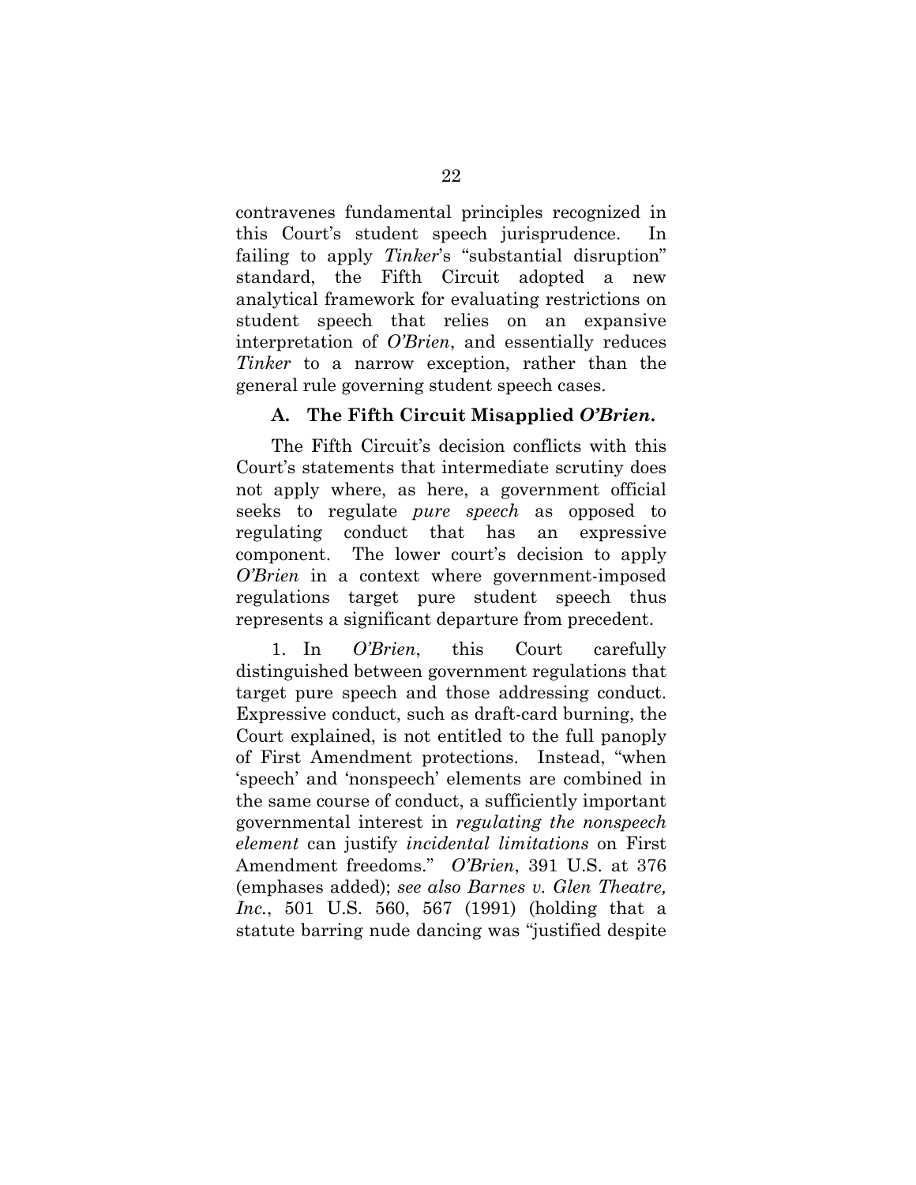contravenes fundamental principles recognized in this Court's student speech jurisprudence. In failing to apply *Tinker*'s "substantial disruption" standard, the Fifth Circuit adopted a new analytical framework for evaluating restrictions on student speech that relies on an expansive interpretation of *O'Brien*, and essentially reduces *Tinker* to a narrow exception, rather than the general rule governing student speech cases.

### A. The Fifth Circuit Misapplied *O'Brien*.

The Fifth Circuit's decision conflicts with this Court's statements that intermediate scrutiny does not apply where, as here, a government official seeks to regulate *pure speech* as opposed to regulating conduct that has an expressive component. The lower court's decision to apply *O'Brien* in a context where government-imposed regulations target pure student speech thus represents a significant departure from precedent.

1. In *O'Brien*, this Court carefully distinguished between government regulations that target pure speech and those addressing conduct. Expressive conduct, such as draft-card burning, the Court explained, is not entitled to the full panoply of First Amendment protections. Instead, "when 'speech' and 'nonspeech' elements are combined in the same course of conduct, a sufficiently important governmental interest in *regulating the nonspeech element* can justify *incidental limitations* on First Amendment freedoms." *O'Brien*, 391 U.S. at 376 (emphases added); *see also Barnes v. Glen Theatre, Inc.*, 501 U.S. 560, 567 (1991) (holding that a statute barring nude dancing was "justified despite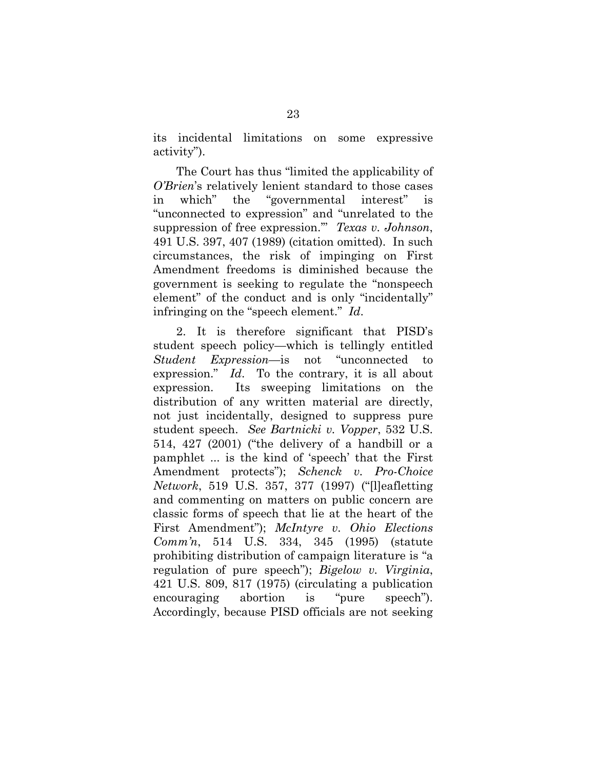its incidental limitations on some expressive activity").

The Court has thus "limited the applicability of *O'Brien*'s relatively lenient standard to those cases in which" the "governmental interest" is "unconnected to expression" and "unrelated to the suppression of free expression.'" *Texas v. Johnson*, 491 U.S. 397, 407 (1989) (citation omitted). In such circumstances, the risk of impinging on First Amendment freedoms is diminished because the government is seeking to regulate the "nonspeech element" of the conduct and is only "incidentally" infringing on the "speech element." *Id*.

2. It is therefore significant that PISD's student speech policy—which is tellingly entitled *Student Expression*—is not "unconnected to expression." *Id*. To the contrary, it is all about expression. Its sweeping limitations on the distribution of any written material are directly, not just incidentally, designed to suppress pure student speech. *See Bartnicki v. Vopper*, 532 U.S. 514, 427 (2001) ("the delivery of a handbill or a pamphlet ... is the kind of 'speech' that the First Amendment protects"); *Schenck v. Pro-Choice Network*, 519 U.S. 357, 377 (1997) ("[l]eafletting and commenting on matters on public concern are classic forms of speech that lie at the heart of the First Amendment"); *McIntyre v. Ohio Elections Comm'n*, 514 U.S. 334, 345 (1995) (statute prohibiting distribution of campaign literature is "a regulation of pure speech"); *Bigelow v. Virginia*, 421 U.S. 809, 817 (1975) (circulating a publication encouraging abortion is "pure speech"). Accordingly, because PISD officials are not seeking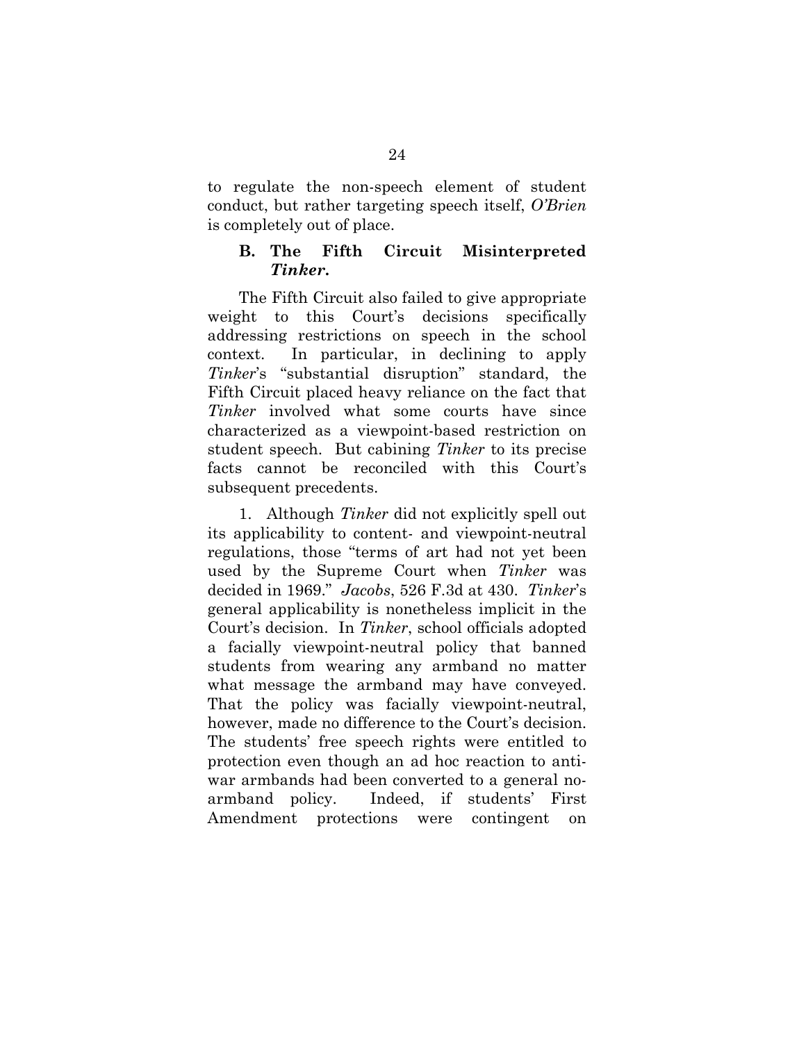to regulate the non-speech element of student conduct, but rather targeting speech itself, *O'Brien* is completely out of place.

### B. The Fifth Circuit Misinterpreted *Tinker*.

The Fifth Circuit also failed to give appropriate weight to this Court's decisions specifically addressing restrictions on speech in the school context. In particular, in declining to apply *Tinker*'s "substantial disruption" standard, the Fifth Circuit placed heavy reliance on the fact that *Tinker* involved what some courts have since characterized as a viewpoint-based restriction on student speech. But cabining *Tinker* to its precise facts cannot be reconciled with this Court's subsequent precedents.

1. Although *Tinker* did not explicitly spell out its applicability to content- and viewpoint-neutral regulations, those "terms of art had not yet been used by the Supreme Court when *Tinker* was decided in 1969." *Jacobs*, 526 F.3d at 430. *Tinker*'s general applicability is nonetheless implicit in the Court's decision. In *Tinker*, school officials adopted a facially viewpoint-neutral policy that banned students from wearing any armband no matter what message the armband may have conveyed. That the policy was facially viewpoint-neutral, however, made no difference to the Court's decision. The students' free speech rights were entitled to protection even though an ad hoc reaction to anti-war armbands had been converted to a general no-armband policy. Indeed, if students' First Amendment protections were contingent on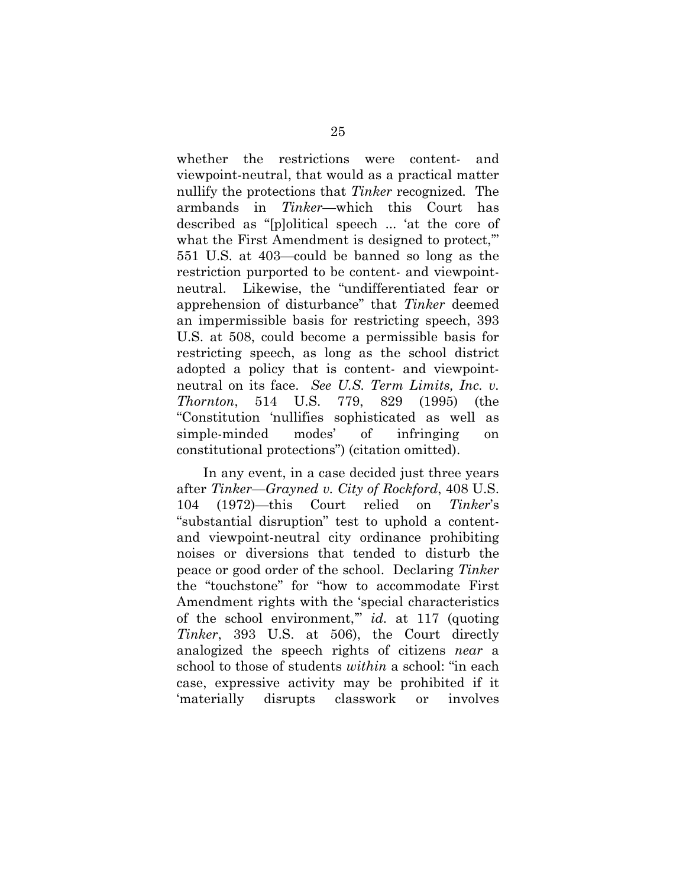whether the restrictions were content- and viewpoint-neutral, that would as a practical matter nullify the protections that *Tinker* recognized. The armbands in *Tinker*—which this Court has described as "[p]olitical speech ... 'at the core of what the First Amendment is designed to protect,'" 551 U.S. at 403—could be banned so long as the restriction purported to be content- and viewpoint-neutral. Likewise, the "undifferentiated fear or apprehension of disturbance" that *Tinker* deemed an impermissible basis for restricting speech, 393 U.S. at 508, could become a permissible basis for restricting speech, as long as the school district adopted a policy that is content- and viewpoint-neutral on its face. *See U.S. Term Limits, Inc. v. Thornton*, 514 U.S. 779, 829 (1995) (the "Constitution 'nullifies sophisticated as well as simple-minded modes' of infringing on constitutional protections") (citation omitted).

In any event, in a case decided just three years after *Tinker*—*Grayned v. City of Rockford*, 408 U.S. 104 (1972)—this Court relied on *Tinker*'s "substantial disruption" test to uphold a content- and viewpoint-neutral city ordinance prohibiting noises or diversions that tended to disturb the peace or good order of the school. Declaring *Tinker* the "touchstone" for "how to accommodate First Amendment rights with the 'special characteristics of the school environment,'" *id.* at 117 (quoting *Tinker*, 393 U.S. at 506), the Court directly analogized the speech rights of citizens *near* a school to those of students *within* a school: "in each case, expressive activity may be prohibited if it 'materially disrupts classwork or involves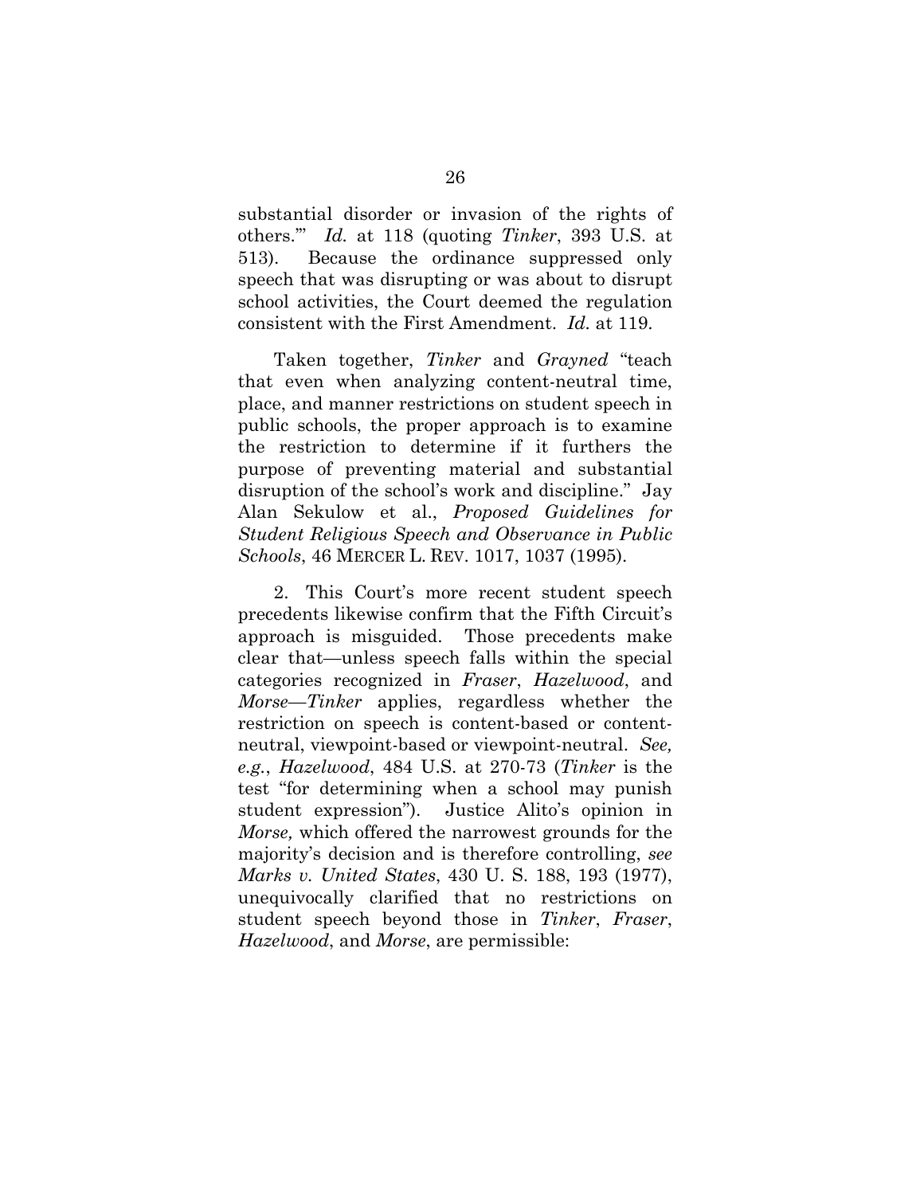substantial disorder or invasion of the rights of others.'" *Id.* at 118 (quoting *Tinker*, 393 U.S. at 513). Because the ordinance suppressed only speech that was disrupting or was about to disrupt school activities, the Court deemed the regulation consistent with the First Amendment. *Id.* at 119.

Taken together, *Tinker* and *Grayned* "teach that even when analyzing content-neutral time, place, and manner restrictions on student speech in public schools, the proper approach is to examine the restriction to determine if it furthers the purpose of preventing material and substantial disruption of the school's work and discipline." Jay Alan Sekulow et al., *Proposed Guidelines for Student Religious Speech and Observance in Public Schools*, 46 MERCER L. REV. 1017, 1037 (1995).

2. This Court's more recent student speech precedents likewise confirm that the Fifth Circuit's approach is misguided. Those precedents make clear that—unless speech falls within the special categories recognized in *Fraser*, *Hazelwood*, and *Morse*—*Tinker* applies, regardless whether the restriction on speech is content-based or content-neutral, viewpoint-based or viewpoint-neutral. *See, e.g.*, *Hazelwood*, 484 U.S. at 270-73 (*Tinker* is the test "for determining when a school may punish student expression"). Justice Alito's opinion in *Morse,* which offered the narrowest grounds for the majority's decision and is therefore controlling, *see Marks v. United States*, 430 U. S. 188, 193 (1977), unequivocally clarified that no restrictions on student speech beyond those in *Tinker*, *Fraser*, *Hazelwood*, and *Morse*, are permissible: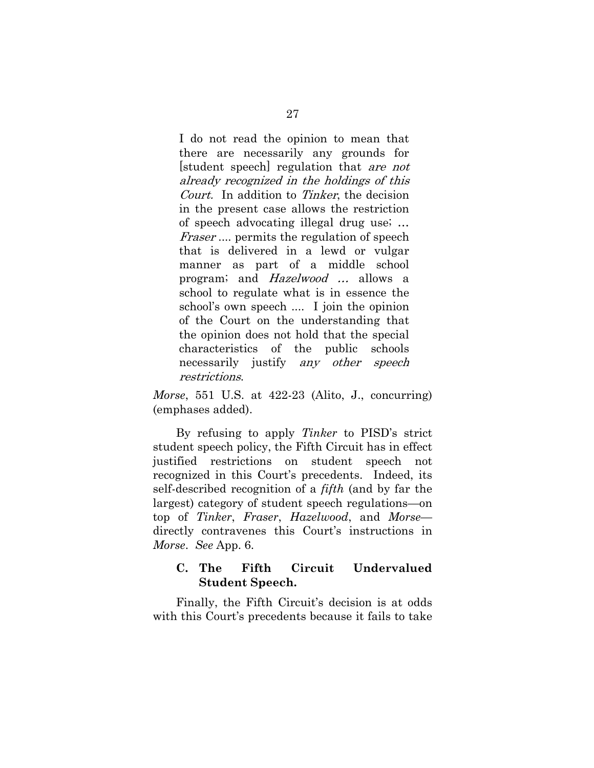> I do not read the opinion to mean that there are necessarily any grounds for [student speech] regulation that *are not already recognized in the holdings of this Court.* In addition to *Tinker*, the decision in the present case allows the restriction of speech advocating illegal drug use; … *Fraser* .... permits the regulation of speech that is delivered in a lewd or vulgar manner as part of a middle school program; and *Hazelwood …* allows a school to regulate what is in essence the school's own speech .... I join the opinion of the Court on the understanding that the opinion does not hold that the special characteristics of the public schools necessarily justify *any other speech restrictions*.

*Morse*, 551 U.S. at 422-23 (Alito, J., concurring) (emphases added).

By refusing to apply *Tinker* to PISD's strict student speech policy, the Fifth Circuit has in effect justified restrictions on student speech not recognized in this Court's precedents. Indeed, its self-described recognition of a *fifth* (and by far the largest) category of student speech regulations—on top of *Tinker*, *Fraser*, *Hazelwood*, and *Morse*—directly contravenes this Court's instructions in *Morse*. *See* App. 6.

### C. The Fifth Circuit Undervalued Student Speech.

Finally, the Fifth Circuit's decision is at odds with this Court's precedents because it fails to take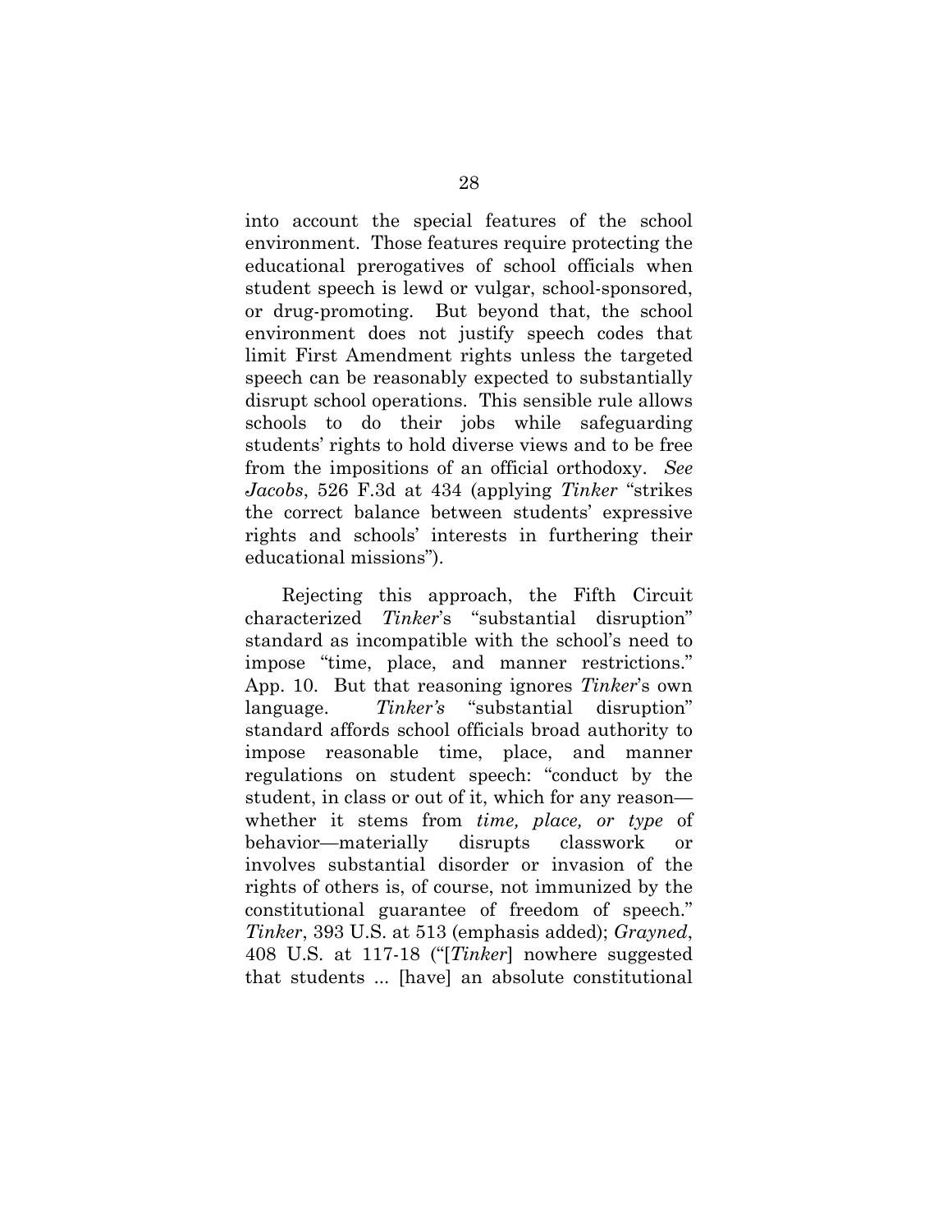into account the special features of the school environment. Those features require protecting the educational prerogatives of school officials when student speech is lewd or vulgar, school-sponsored, or drug-promoting. But beyond that, the school environment does not justify speech codes that limit First Amendment rights unless the targeted speech can be reasonably expected to substantially disrupt school operations. This sensible rule allows schools to do their jobs while safeguarding students' rights to hold diverse views and to be free from the impositions of an official orthodoxy. *See Jacobs*, 526 F.3d at 434 (applying *Tinker* "strikes the correct balance between students' expressive rights and schools' interests in furthering their educational missions").

Rejecting this approach, the Fifth Circuit characterized *Tinker*'s "substantial disruption" standard as incompatible with the school's need to impose "time, place, and manner restrictions." App. 10. But that reasoning ignores *Tinker*'s own language. *Tinker's* "substantial disruption" standard affords school officials broad authority to impose reasonable time, place, and manner regulations on student speech: "conduct by the student, in class or out of it, which for any reason—whether it stems from *time, place, or type* of behavior—materially disrupts classwork or involves substantial disorder or invasion of the rights of others is, of course, not immunized by the constitutional guarantee of freedom of speech." *Tinker*, 393 U.S. at 513 (emphasis added); *Grayned*, 408 U.S. at 117-18 ("[*Tinker*] nowhere suggested that students ... [have] an absolute constitutional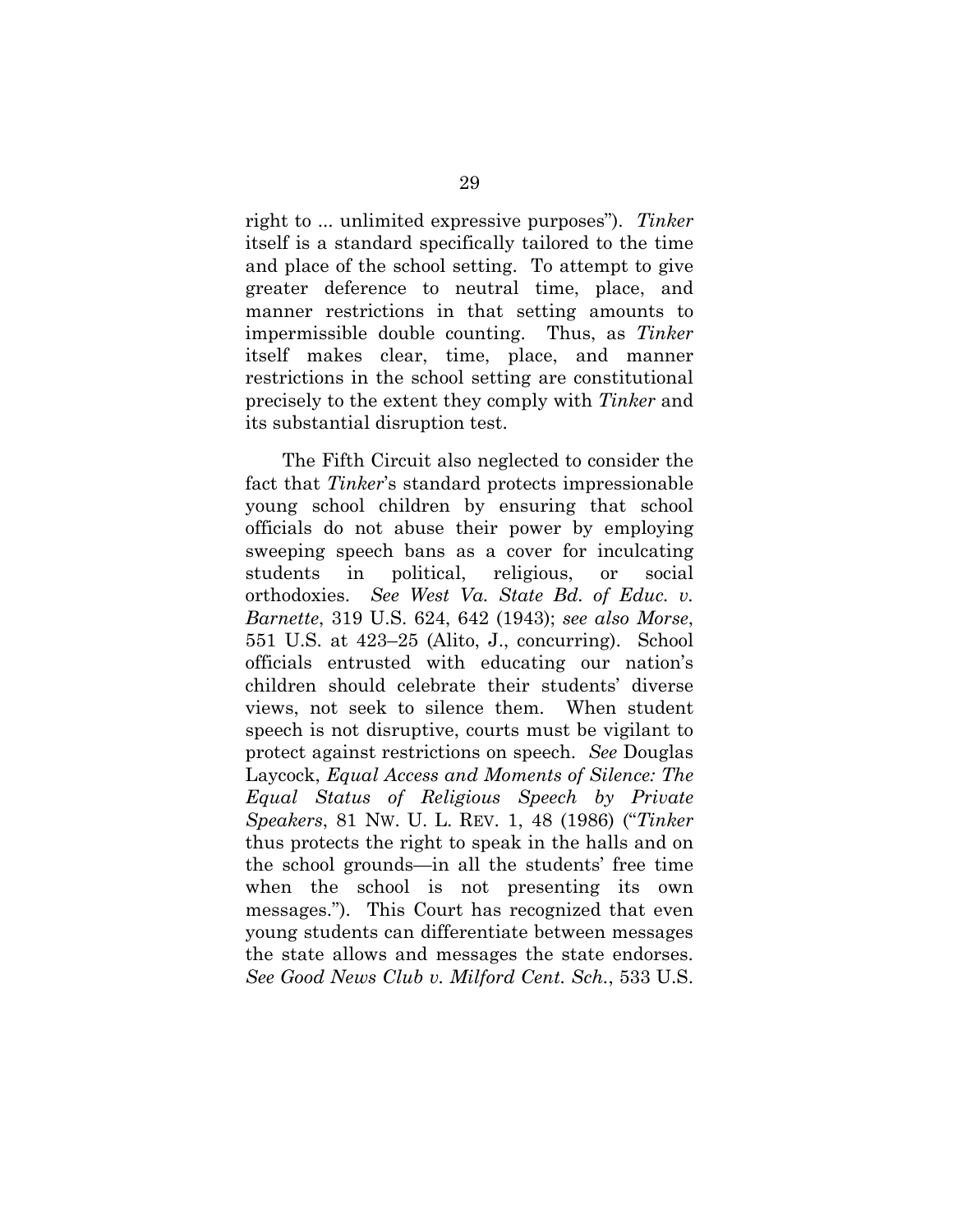right to ... unlimited expressive purposes"). *Tinker* itself is a standard specifically tailored to the time and place of the school setting. To attempt to give greater deference to neutral time, place, and manner restrictions in that setting amounts to impermissible double counting. Thus, as *Tinker* itself makes clear, time, place, and manner restrictions in the school setting are constitutional precisely to the extent they comply with *Tinker* and its substantial disruption test.

The Fifth Circuit also neglected to consider the fact that *Tinker*'s standard protects impressionable young school children by ensuring that school officials do not abuse their power by employing sweeping speech bans as a cover for inculcating students in political, religious, or social orthodoxies. *See West Va. State Bd. of Educ. v. Barnette*, 319 U.S. 624, 642 (1943); *see also Morse*, 551 U.S. at 423–25 (Alito, J., concurring). School officials entrusted with educating our nation's children should celebrate their students' diverse views, not seek to silence them. When student speech is not disruptive, courts must be vigilant to protect against restrictions on speech. *See* Douglas Laycock, *Equal Access and Moments of Silence: The Equal Status of Religious Speech by Private Speakers*, 81 NW. U. L. REV. 1, 48 (1986) ("*Tinker* thus protects the right to speak in the halls and on the school grounds—in all the students' free time when the school is not presenting its own messages."). This Court has recognized that even young students can differentiate between messages the state allows and messages the state endorses. *See Good News Club v. Milford Cent. Sch.*, 533 U.S.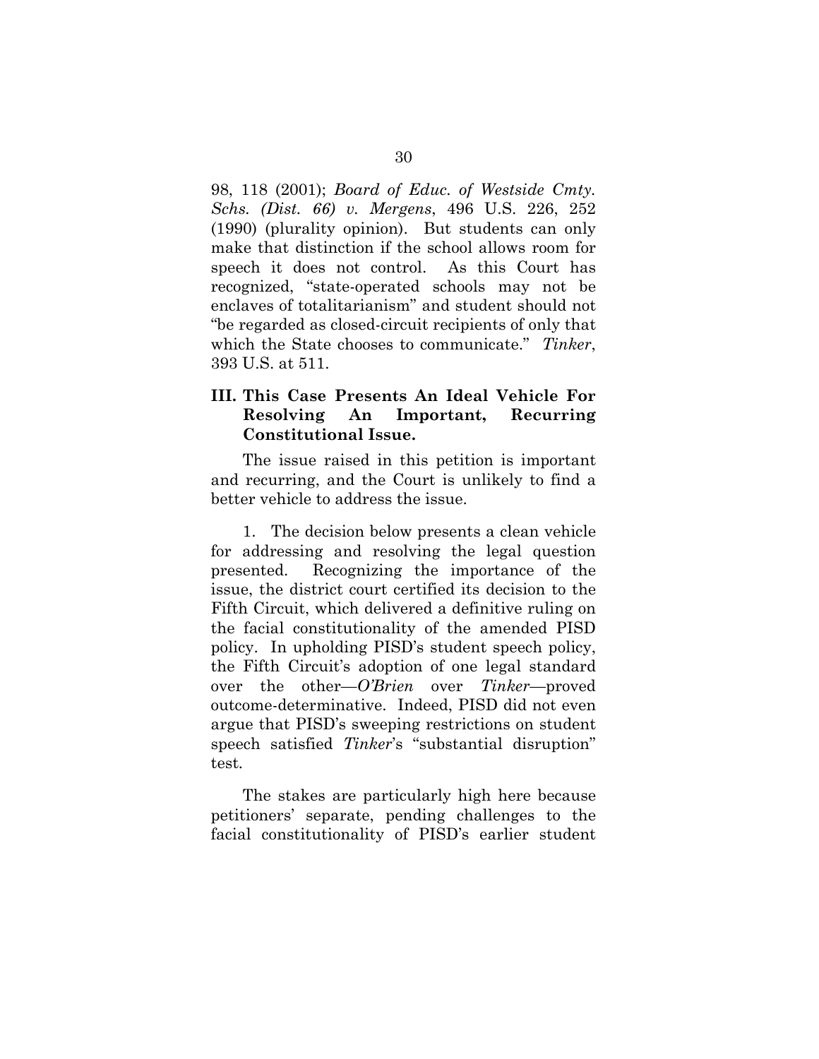98, 118 (2001); *Board of Educ. of Westside Cmty. Schs. (Dist. 66) v. Mergens*, 496 U.S. 226, 252 (1990) (plurality opinion). But students can only make that distinction if the school allows room for speech it does not control. As this Court has recognized, "state-operated schools may not be enclaves of totalitarianism" and student should not "be regarded as closed-circuit recipients of only that which the State chooses to communicate." *Tinker*, 393 U.S. at 511.

## III. This Case Presents An Ideal Vehicle For Resolving An Important, Recurring Constitutional Issue.

The issue raised in this petition is important and recurring, and the Court is unlikely to find a better vehicle to address the issue.

1. The decision below presents a clean vehicle for addressing and resolving the legal question presented. Recognizing the importance of the issue, the district court certified its decision to the Fifth Circuit, which delivered a definitive ruling on the facial constitutionality of the amended PISD policy. In upholding PISD's student speech policy, the Fifth Circuit's adoption of one legal standard over the other—*O'Brien* over *Tinker*—proved outcome-determinative. Indeed, PISD did not even argue that PISD's sweeping restrictions on student speech satisfied *Tinker*'s "substantial disruption" test.

The stakes are particularly high here because petitioners' separate, pending challenges to the facial constitutionality of PISD's earlier student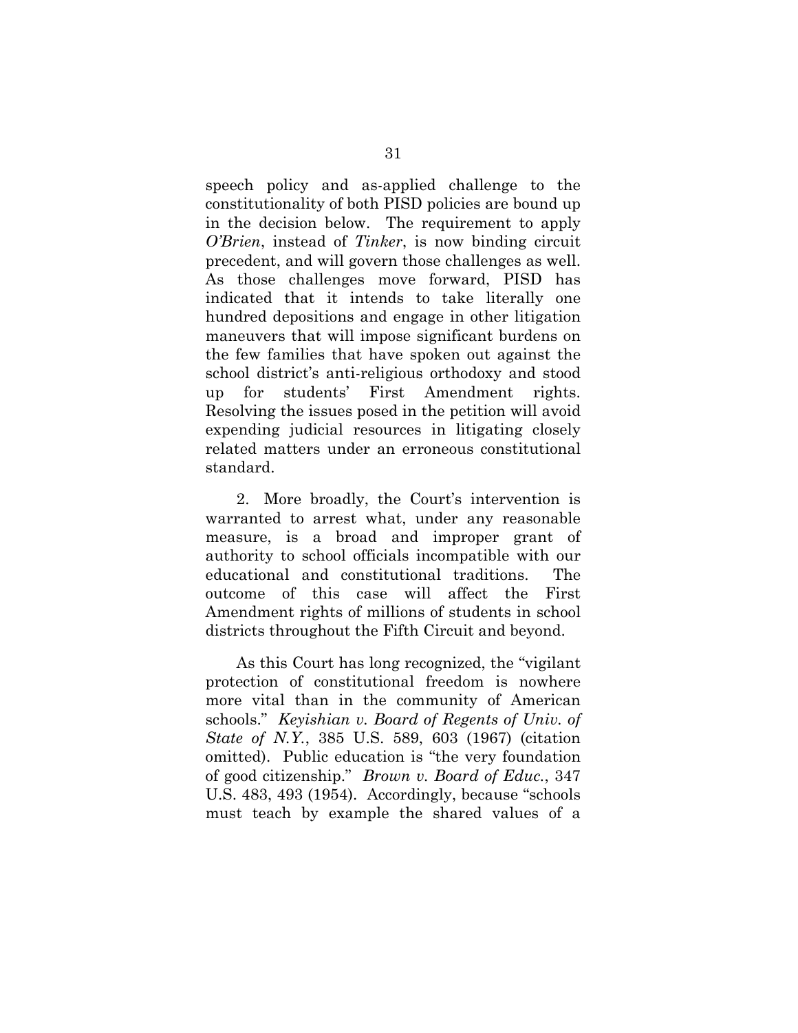speech policy and as-applied challenge to the constitutionality of both PISD policies are bound up in the decision below. The requirement to apply *O'Brien*, instead of *Tinker*, is now binding circuit precedent, and will govern those challenges as well. As those challenges move forward, PISD has indicated that it intends to take literally one hundred depositions and engage in other litigation maneuvers that will impose significant burdens on the few families that have spoken out against the school district's anti-religious orthodoxy and stood up for students' First Amendment rights. Resolving the issues posed in the petition will avoid expending judicial resources in litigating closely related matters under an erroneous constitutional standard.

2. More broadly, the Court's intervention is warranted to arrest what, under any reasonable measure, is a broad and improper grant of authority to school officials incompatible with our educational and constitutional traditions. The outcome of this case will affect the First Amendment rights of millions of students in school districts throughout the Fifth Circuit and beyond.

As this Court has long recognized, the "vigilant protection of constitutional freedom is nowhere more vital than in the community of American schools." *Keyishian v. Board of Regents of Univ. of State of N.Y.*, 385 U.S. 589, 603 (1967) (citation omitted). Public education is "the very foundation of good citizenship." *Brown v. Board of Educ.*, 347 U.S. 483, 493 (1954). Accordingly, because "schools must teach by example the shared values of a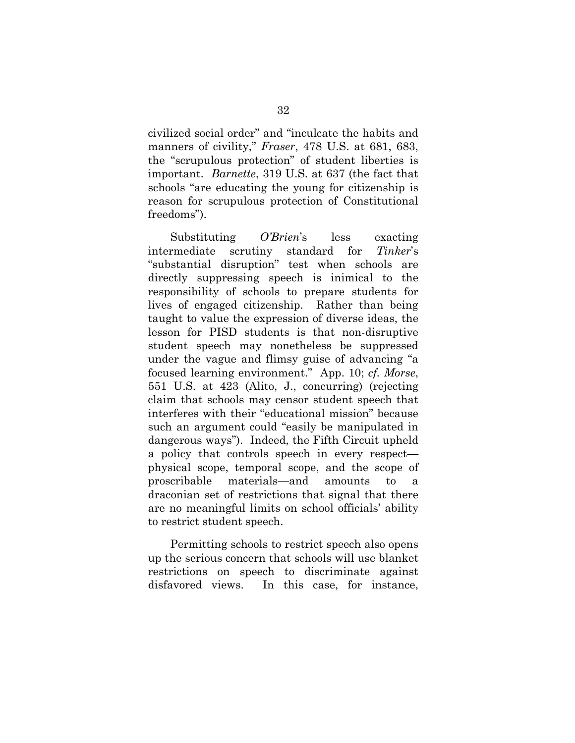civilized social order" and "inculcate the habits and manners of civility," *Fraser*, 478 U.S. at 681, 683, the "scrupulous protection" of student liberties is important. *Barnette*, 319 U.S. at 637 (the fact that schools "are educating the young for citizenship is reason for scrupulous protection of Constitutional freedoms").

Substituting *O'Brien*'s less exacting intermediate scrutiny standard for *Tinker*'s "substantial disruption" test when schools are directly suppressing speech is inimical to the responsibility of schools to prepare students for lives of engaged citizenship. Rather than being taught to value the expression of diverse ideas, the lesson for PISD students is that non-disruptive student speech may nonetheless be suppressed under the vague and flimsy guise of advancing "a focused learning environment." App. 10; *cf. Morse*, 551 U.S. at 423 (Alito, J., concurring) (rejecting claim that schools may censor student speech that interferes with their "educational mission" because such an argument could "easily be manipulated in dangerous ways"). Indeed, the Fifth Circuit upheld a policy that controls speech in every respect—physical scope, temporal scope, and the scope of proscribable materials—and amounts to a draconian set of restrictions that signal that there are no meaningful limits on school officials' ability to restrict student speech.

Permitting schools to restrict speech also opens up the serious concern that schools will use blanket restrictions on speech to discriminate against disfavored views. In this case, for instance,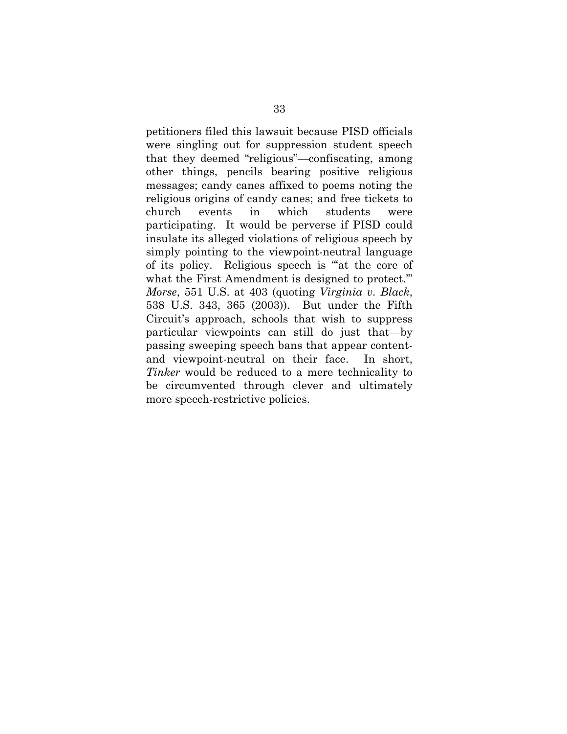petitioners filed this lawsuit because PISD officials were singling out for suppression student speech that they deemed "religious"—confiscating, among other things, pencils bearing positive religious messages; candy canes affixed to poems noting the religious origins of candy canes; and free tickets to church events in which students were participating. It would be perverse if PISD could insulate its alleged violations of religious speech by simply pointing to the viewpoint-neutral language of its policy. Religious speech is "'at the core of what the First Amendment is designed to protect.'" *Morse*, 551 U.S. at 403 (quoting *Virginia v. Black*, 538 U.S. 343, 365 (2003)). But under the Fifth Circuit's approach, schools that wish to suppress particular viewpoints can still do just that—by passing sweeping speech bans that appear content- and viewpoint-neutral on their face. In short, *Tinker* would be reduced to a mere technicality to be circumvented through clever and ultimately more speech-restrictive policies.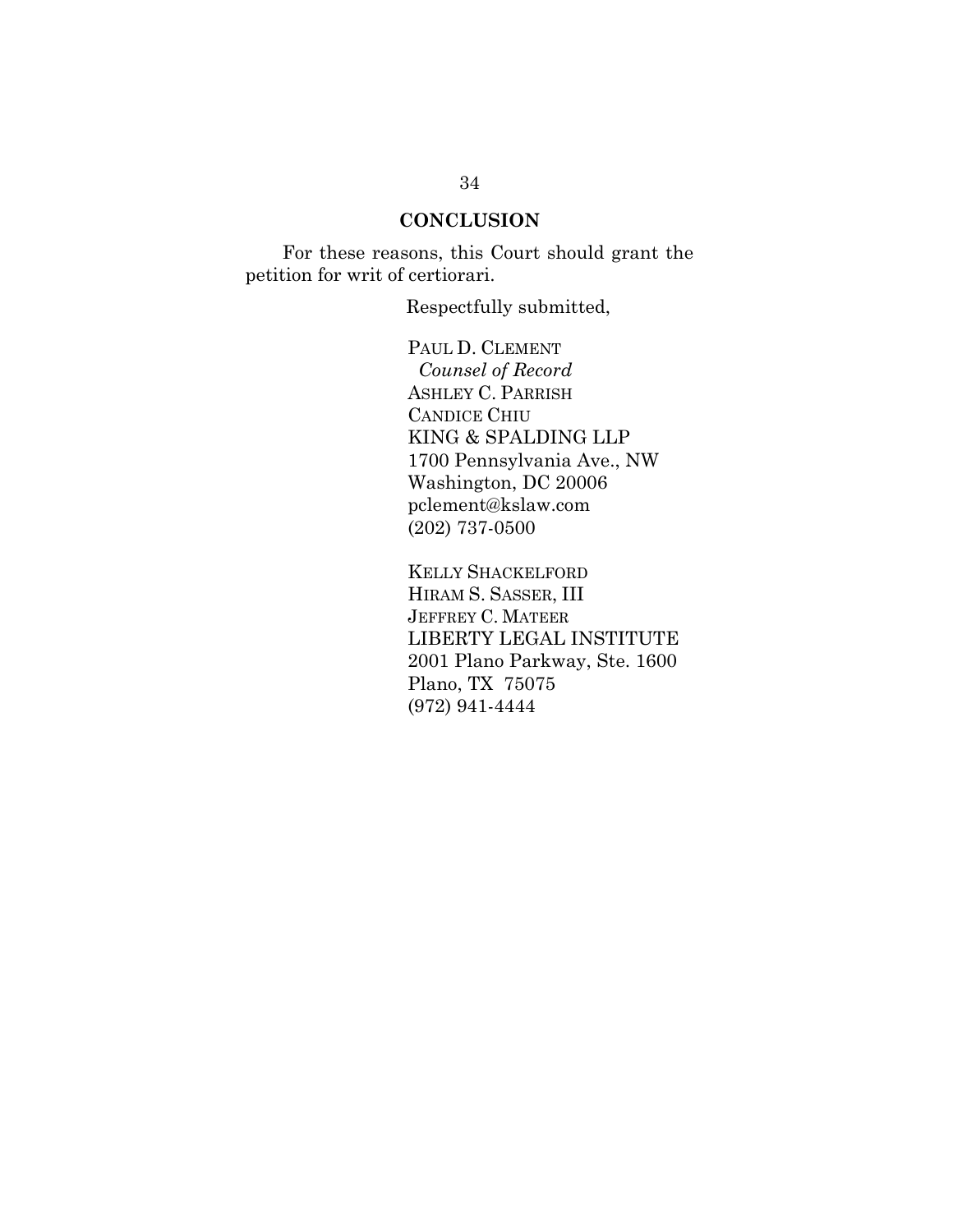## CONCLUSION

For these reasons, this Court should grant the petition for writ of certiorari.

Respectfully submitted,

PAUL D. CLEMENT
*Counsel of Record*
ASHLEY C. PARRISH
CANDICE CHIU
KING & SPALDING LLP
1700 Pennsylvania Ave., NW
Washington, DC 20006
pclement@kslaw.com
(202) 737-0500

KELLY SHACKELFORD
HIRAM S. SASSER, III
JEFFREY C. MATEER
LIBERTY LEGAL INSTITUTE
2001 Plano Parkway, Ste. 1600
Plano, TX 75075
(972) 941-4444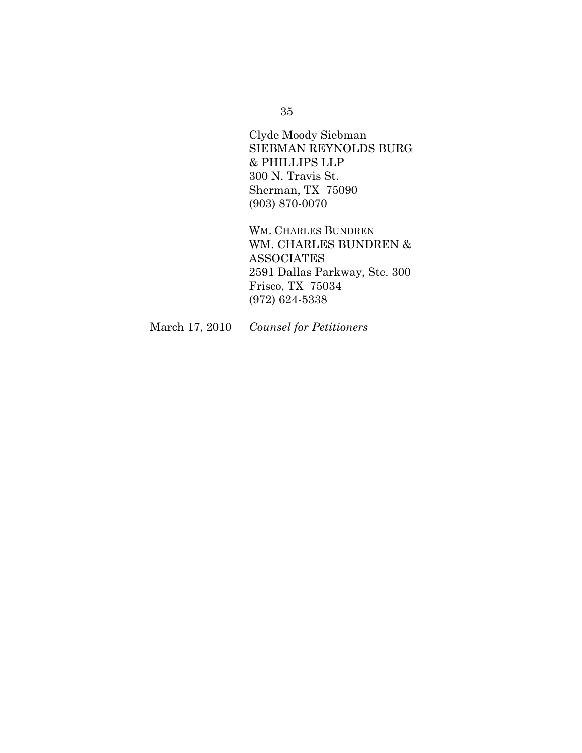Clyde Moody Siebman
SIEBMAN REYNOLDS BURG
& PHILLIPS LLP
300 N. Travis St.
Sherman, TX 75090
(903) 870-0070

WM. CHARLES BUNDREN
WM. CHARLES BUNDREN &
ASSOCIATES
2591 Dallas Parkway, Ste. 300
Frisco, TX 75034
(972) 624-5338

March 17, 2010 *Counsel for Petitioners*